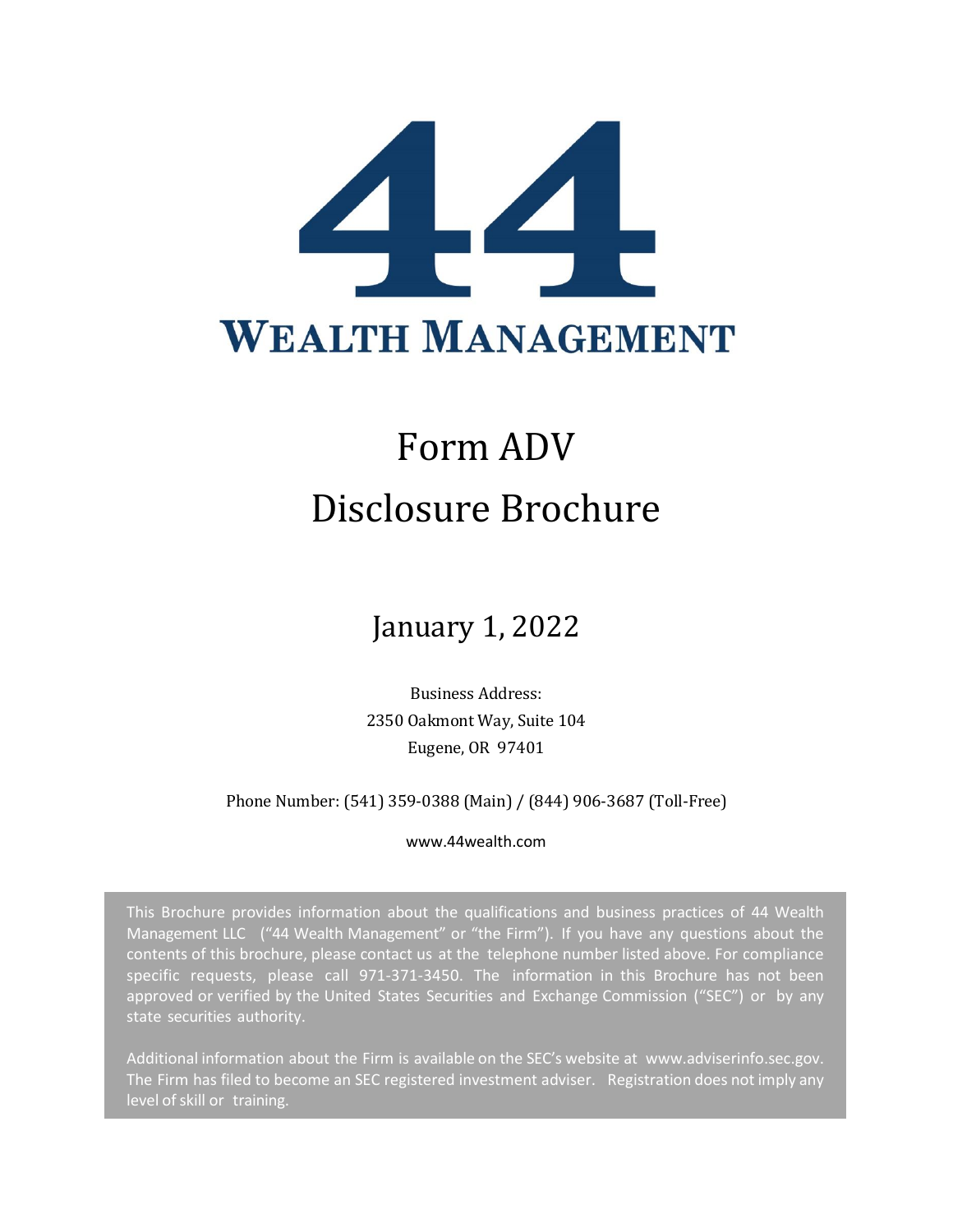# 44 WEALTH MANAGEMENT

# Form ADV Disclosure Brochure

## January 1, 2022

Business Address:
2350 Oakmont Way, Suite 104
Eugene, OR 97401

Phone Number: (541) 359-0388 (Main) / (844) 906-3687 (Toll-Free)

www.44wealth.com

This Brochure provides information about the qualifications and business practices of 44 Wealth Management LLC ("44 Wealth Management" or "the Firm"). If you have any questions about the contents of this brochure, please contact us at the telephone number listed above. For compliance specific requests, please call 971-371-3450. The information in this Brochure has not been approved or verified by the United States Securities and Exchange Commission ("SEC") or by any state securities authority.

Additional information about the Firm is available on the SEC's website at www.adviserinfo.sec.gov. The Firm has filed to become an SEC registered investment adviser. Registration does not imply any level of skill or training.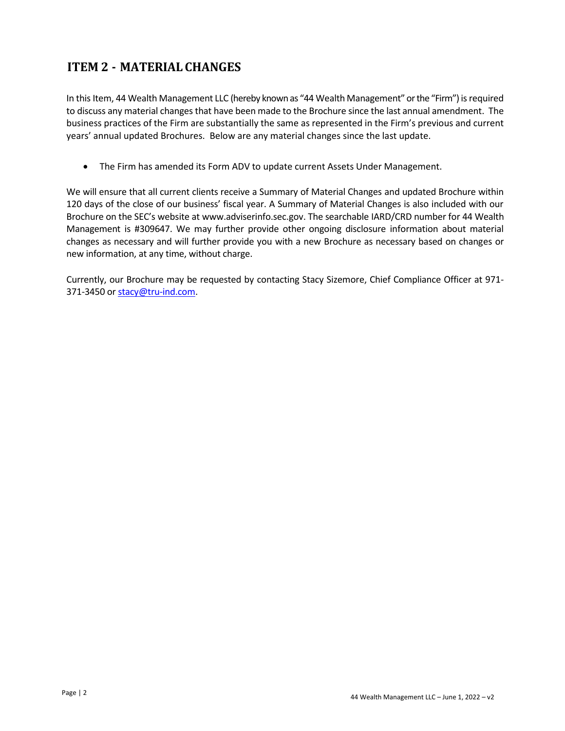## ITEM 2 - MATERIAL CHANGES

In this Item, 44 Wealth Management LLC (hereby known as "44 Wealth Management" or the "Firm") is required to discuss any material changes that have been made to the Brochure since the last annual amendment. The business practices of the Firm are substantially the same as represented in the Firm's previous and current years' annual updated Brochures. Below are any material changes since the last update.

- The Firm has amended its Form ADV to update current Assets Under Management.

We will ensure that all current clients receive a Summary of Material Changes and updated Brochure within 120 days of the close of our business' fiscal year. A Summary of Material Changes is also included with our Brochure on the SEC's website at www.adviserinfo.sec.gov. The searchable IARD/CRD number for 44 Wealth Management is #309647. We may further provide other ongoing disclosure information about material changes as necessary and will further provide you with a new Brochure as necessary based on changes or new information, at any time, without charge.

Currently, our Brochure may be requested by contacting Stacy Sizemore, Chief Compliance Officer at 971-371-3450 or stacy@tru-ind.com.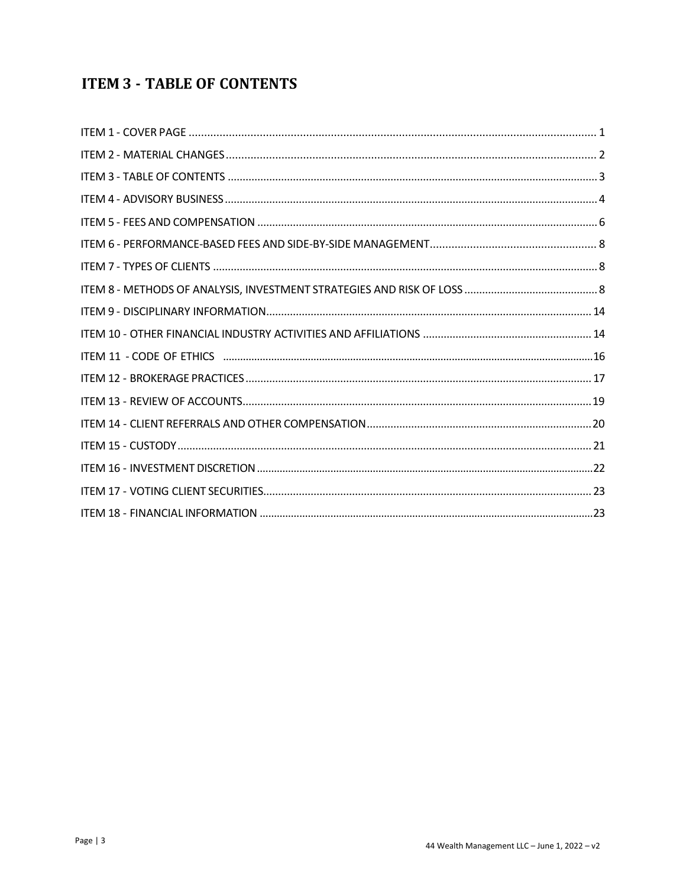# ITEM 3 - TABLE OF CONTENTS

ITEM 1 - COVER PAGE ..................................................................................................................... 1

ITEM 2 - MATERIAL CHANGES ......................................................................................................... 2

ITEM 3 - TABLE OF CONTENTS ......................................................................................................... 3

ITEM 4 - ADVISORY BUSINESS ........................................................................................................... 4

ITEM 5 - FEES AND COMPENSATION ................................................................................................ 6

ITEM 6 - PERFORMANCE-BASED FEES AND SIDE-BY-SIDE MANAGEMENT.......................................... 8

ITEM 7 - TYPES OF CLIENTS ................................................................................................................ 8

ITEM 8 - METHODS OF ANALYSIS, INVESTMENT STRATEGIES AND RISK OF LOSS ................................. 8

ITEM 9 - DISCIPLINARY INFORMATION............................................................................................. 14

ITEM 10 - OTHER FINANCIAL INDUSTRY ACTIVITIES AND AFFILIATIONS ............................................ 14

ITEM 11 - CODE OF ETHICS ..............................................................................................................16

ITEM 12 - BROKERAGE PRACTICES .................................................................................................... 17

ITEM 13 - REVIEW OF ACCOUNTS...................................................................................................... 19

ITEM 14 - CLIENT REFERRALS AND OTHER COMPENSATION ............................................................ 20

ITEM 15 - CUSTODY ........................................................................................................................... 21

ITEM 16 - INVESTMENT DISCRETION ..................................................................................................22

ITEM 17 - VOTING CLIENT SECURITIES............................................................................................... 23

ITEM 18 - FINANCIAL INFORMATION ..................................................................................................23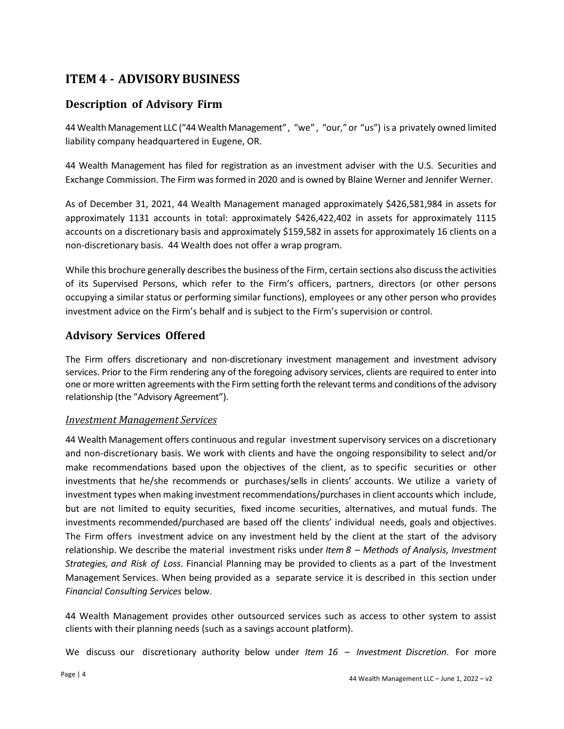# ITEM 4 - ADVISORY BUSINESS

## Description of Advisory Firm

44 Wealth Management LLC ("44 Wealth Management", "we", "our," or "us") is a privately owned limited liability company headquartered in Eugene, OR.

44 Wealth Management has filed for registration as an investment adviser with the U.S. Securities and Exchange Commission. The Firm was formed in 2020 and is owned by Blaine Werner and Jennifer Werner.

As of December 31, 2021, 44 Wealth Management managed approximately $426,581,984 in assets for approximately 1131 accounts in total: approximately $426,422,402 in assets for approximately 1115 accounts on a discretionary basis and approximately $159,582 in assets for approximately 16 clients on a non-discretionary basis. 44 Wealth does not offer a wrap program.

While this brochure generally describes the business of the Firm, certain sections also discuss the activities of its Supervised Persons, which refer to the Firm's officers, partners, directors (or other persons occupying a similar status or performing similar functions), employees or any other person who provides investment advice on the Firm's behalf and is subject to the Firm's supervision or control.

## Advisory Services Offered

The Firm offers discretionary and non-discretionary investment management and investment advisory services. Prior to the Firm rendering any of the foregoing advisory services, clients are required to enter into one or more written agreements with the Firm setting forth the relevant terms and conditions of the advisory relationship (the "Advisory Agreement").

### *Investment Management Services*

44 Wealth Management offers continuous and regular investment supervisory services on a discretionary and non-discretionary basis. We work with clients and have the ongoing responsibility to select and/or make recommendations based upon the objectives of the client, as to specific securities or other investments that he/she recommends or purchases/sells in clients' accounts. We utilize a variety of investment types when making investment recommendations/purchases in client accounts which include, but are not limited to equity securities, fixed income securities, alternatives, and mutual funds. The investments recommended/purchased are based off the clients' individual needs, goals and objectives. The Firm offers investment advice on any investment held by the client at the start of the advisory relationship. We describe the material investment risks under *Item 8 – Methods of Analysis, Investment Strategies, and Risk of Loss*. Financial Planning may be provided to clients as a part of the Investment Management Services. When being provided as a separate service it is described in this section under *Financial Consulting Services* below.

44 Wealth Management provides other outsourced services such as access to other system to assist clients with their planning needs (such as a savings account platform).

We discuss our discretionary authority below under *Item 16 – Investment Discretion*. For more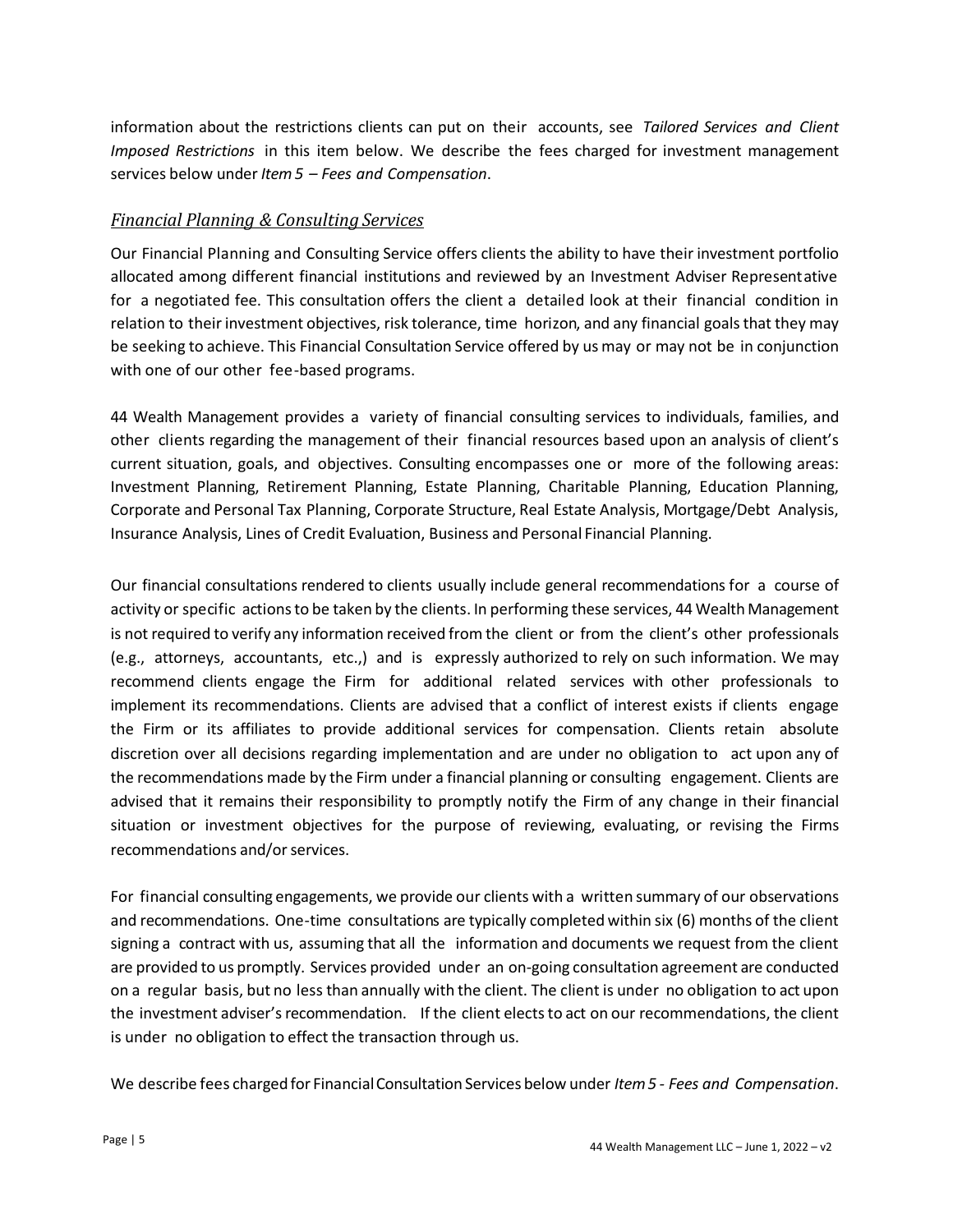information about the restrictions clients can put on their accounts, see *Tailored Services and Client Imposed Restrictions* in this item below. We describe the fees charged for investment management services below under *Item 5 – Fees and Compensation*.

### *Financial Planning & Consulting Services*

Our Financial Planning and Consulting Service offers clients the ability to have their investment portfolio allocated among different financial institutions and reviewed by an Investment Adviser Representative for a negotiated fee. This consultation offers the client a detailed look at their financial condition in relation to their investment objectives, risk tolerance, time horizon, and any financial goals that they may be seeking to achieve. This Financial Consultation Service offered by us may or may not be in conjunction with one of our other fee-based programs.

44 Wealth Management provides a variety of financial consulting services to individuals, families, and other clients regarding the management of their financial resources based upon an analysis of client's current situation, goals, and objectives. Consulting encompasses one or more of the following areas: Investment Planning, Retirement Planning, Estate Planning, Charitable Planning, Education Planning, Corporate and Personal Tax Planning, Corporate Structure, Real Estate Analysis, Mortgage/Debt Analysis, Insurance Analysis, Lines of Credit Evaluation, Business and Personal Financial Planning.

Our financial consultations rendered to clients usually include general recommendations for a course of activity or specific actions to be taken by the clients. In performing these services, 44 Wealth Management is not required to verify any information received from the client or from the client's other professionals (e.g., attorneys, accountants, etc.,) and is expressly authorized to rely on such information. We may recommend clients engage the Firm for additional related services with other professionals to implement its recommendations. Clients are advised that a conflict of interest exists if clients engage the Firm or its affiliates to provide additional services for compensation. Clients retain absolute discretion over all decisions regarding implementation and are under no obligation to act upon any of the recommendations made by the Firm under a financial planning or consulting engagement. Clients are advised that it remains their responsibility to promptly notify the Firm of any change in their financial situation or investment objectives for the purpose of reviewing, evaluating, or revising the Firms recommendations and/or services.

For financial consulting engagements, we provide our clients with a written summary of our observations and recommendations. One-time consultations are typically completed within six (6) months of the client signing a contract with us, assuming that all the information and documents we request from the client are provided to us promptly. Services provided under an on-going consultation agreement are conducted on a regular basis, but no less than annually with the client. The client is under no obligation to act upon the investment adviser's recommendation. If the client elects to act on our recommendations, the client is under no obligation to effect the transaction through us.

We describe fees charged for Financial Consultation Services below under *Item 5 - Fees and Compensation*.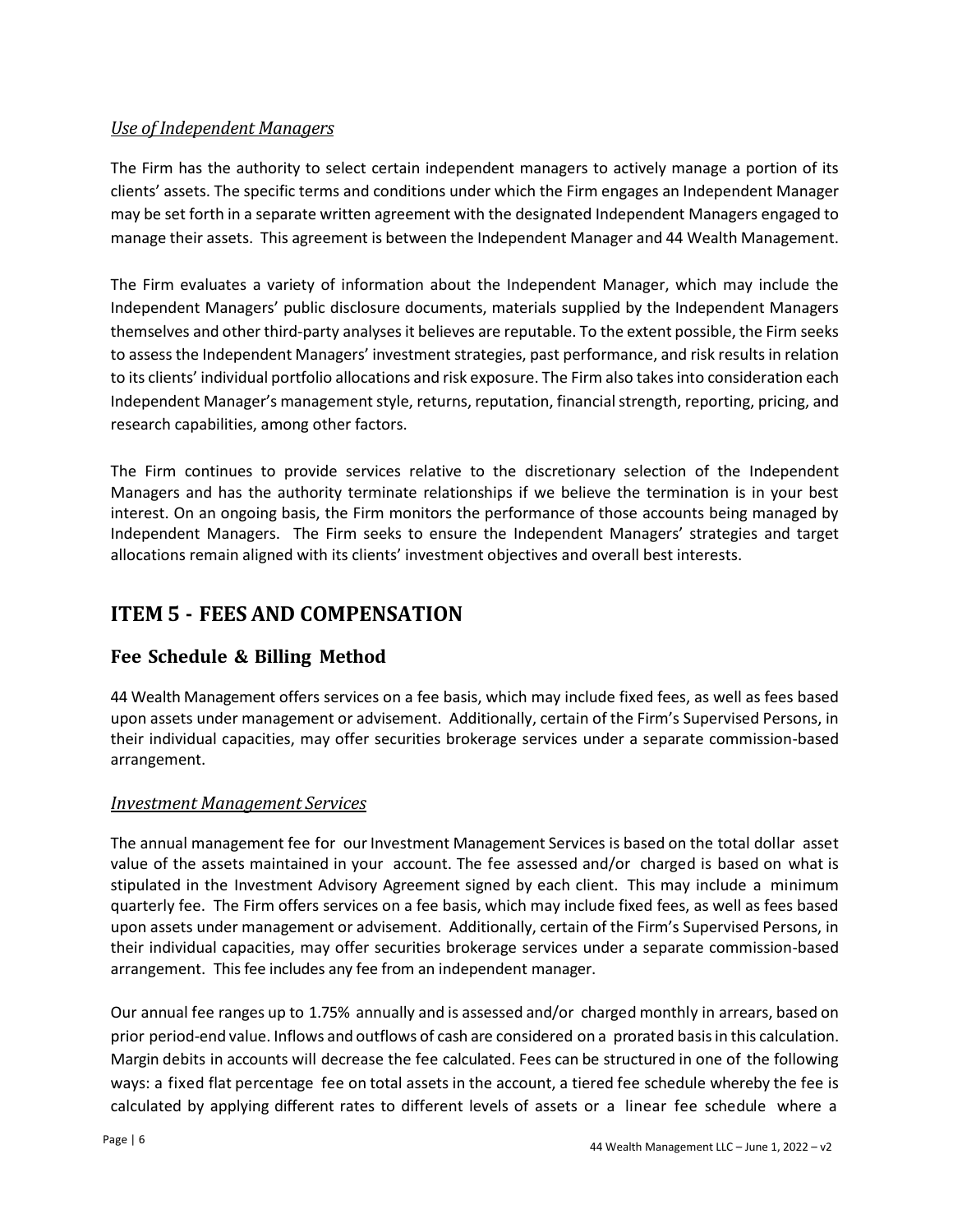*Use of Independent Managers*

The Firm has the authority to select certain independent managers to actively manage a portion of its clients' assets. The specific terms and conditions under which the Firm engages an Independent Manager may be set forth in a separate written agreement with the designated Independent Managers engaged to manage their assets. This agreement is between the Independent Manager and 44 Wealth Management.

The Firm evaluates a variety of information about the Independent Manager, which may include the Independent Managers' public disclosure documents, materials supplied by the Independent Managers themselves and other third-party analyses it believes are reputable. To the extent possible, the Firm seeks to assess the Independent Managers' investment strategies, past performance, and risk results in relation to its clients' individual portfolio allocations and risk exposure. The Firm also takes into consideration each Independent Manager's management style, returns, reputation, financial strength, reporting, pricing, and research capabilities, among other factors.

The Firm continues to provide services relative to the discretionary selection of the Independent Managers and has the authority terminate relationships if we believe the termination is in your best interest. On an ongoing basis, the Firm monitors the performance of those accounts being managed by Independent Managers. The Firm seeks to ensure the Independent Managers' strategies and target allocations remain aligned with its clients' investment objectives and overall best interests.

# ITEM 5 - FEES AND COMPENSATION

## Fee Schedule & Billing Method

44 Wealth Management offers services on a fee basis, which may include fixed fees, as well as fees based upon assets under management or advisement. Additionally, certain of the Firm's Supervised Persons, in their individual capacities, may offer securities brokerage services under a separate commission-based arrangement.

*Investment Management Services*

The annual management fee for our Investment Management Services is based on the total dollar asset value of the assets maintained in your account. The fee assessed and/or charged is based on what is stipulated in the Investment Advisory Agreement signed by each client. This may include a minimum quarterly fee. The Firm offers services on a fee basis, which may include fixed fees, as well as fees based upon assets under management or advisement. Additionally, certain of the Firm's Supervised Persons, in their individual capacities, may offer securities brokerage services under a separate commission-based arrangement. This fee includes any fee from an independent manager.

Our annual fee ranges up to 1.75% annually and is assessed and/or charged monthly in arrears, based on prior period-end value. Inflows and outflows of cash are considered on a prorated basis in this calculation. Margin debits in accounts will decrease the fee calculated. Fees can be structured in one of the following ways: a fixed flat percentage fee on total assets in the account, a tiered fee schedule whereby the fee is calculated by applying different rates to different levels of assets or a linear fee schedule where a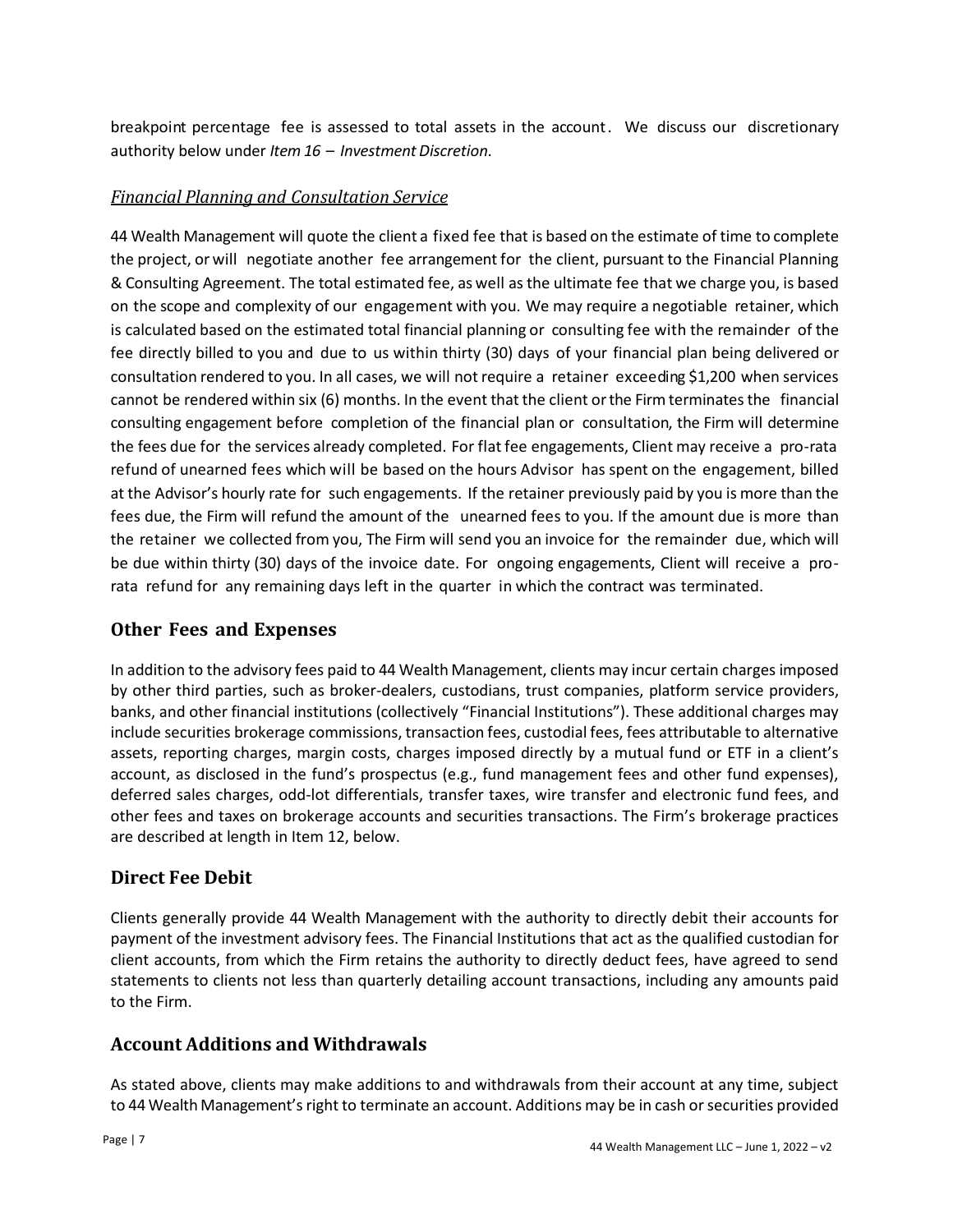breakpoint percentage fee is assessed to total assets in the account. We discuss our discretionary authority below under *Item 16 – Investment Discretion*.

### *Financial Planning and Consultation Service*

44 Wealth Management will quote the client a fixed fee that is based on the estimate of time to complete the project, or will negotiate another fee arrangement for the client, pursuant to the Financial Planning & Consulting Agreement. The total estimated fee, as well as the ultimate fee that we charge you, is based on the scope and complexity of our engagement with you. We may require a negotiable retainer, which is calculated based on the estimated total financial planning or consulting fee with the remainder of the fee directly billed to you and due to us within thirty (30) days of your financial plan being delivered or consultation rendered to you. In all cases, we will not require a retainer exceeding $1,200 when services cannot be rendered within six (6) months. In the event that the client or the Firm terminates the financial consulting engagement before completion of the financial plan or consultation, the Firm will determine the fees due for the services already completed. For flat fee engagements, Client may receive a pro-rata refund of unearned fees which will be based on the hours Advisor has spent on the engagement, billed at the Advisor's hourly rate for such engagements. If the retainer previously paid by you is more than the fees due, the Firm will refund the amount of the unearned fees to you. If the amount due is more than the retainer we collected from you, The Firm will send you an invoice for the remainder due, which will be due within thirty (30) days of the invoice date. For ongoing engagements, Client will receive a pro-rata refund for any remaining days left in the quarter in which the contract was terminated.

## Other Fees and Expenses

In addition to the advisory fees paid to 44 Wealth Management, clients may incur certain charges imposed by other third parties, such as broker-dealers, custodians, trust companies, platform service providers, banks, and other financial institutions (collectively "Financial Institutions"). These additional charges may include securities brokerage commissions, transaction fees, custodial fees, fees attributable to alternative assets, reporting charges, margin costs, charges imposed directly by a mutual fund or ETF in a client's account, as disclosed in the fund's prospectus (e.g., fund management fees and other fund expenses), deferred sales charges, odd-lot differentials, transfer taxes, wire transfer and electronic fund fees, and other fees and taxes on brokerage accounts and securities transactions. The Firm's brokerage practices are described at length in Item 12, below.

## Direct Fee Debit

Clients generally provide 44 Wealth Management with the authority to directly debit their accounts for payment of the investment advisory fees. The Financial Institutions that act as the qualified custodian for client accounts, from which the Firm retains the authority to directly deduct fees, have agreed to send statements to clients not less than quarterly detailing account transactions, including any amounts paid to the Firm.

## Account Additions and Withdrawals

As stated above, clients may make additions to and withdrawals from their account at any time, subject to 44 Wealth Management's right to terminate an account. Additions may be in cash or securities provided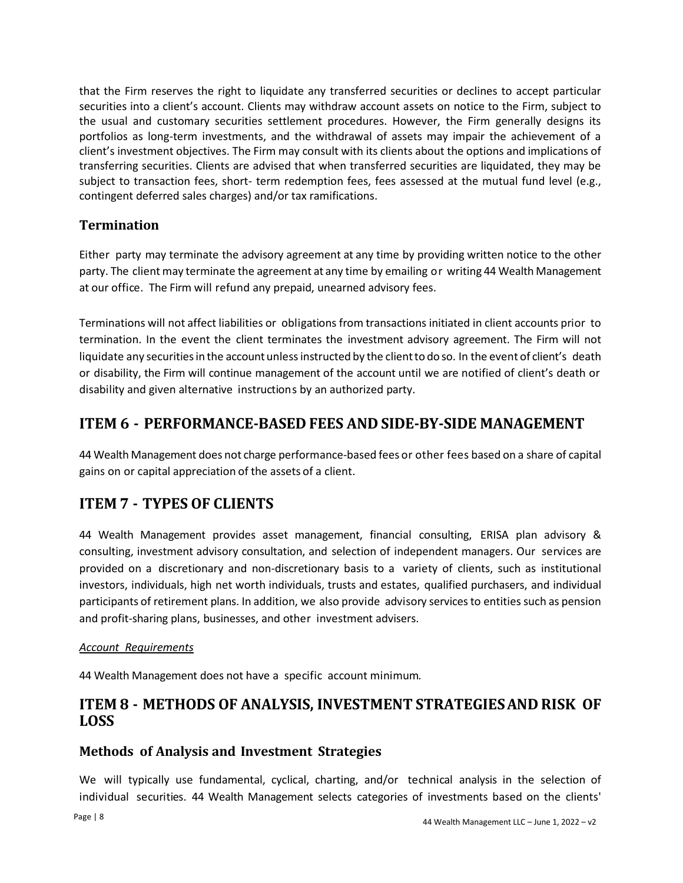that the Firm reserves the right to liquidate any transferred securities or declines to accept particular securities into a client's account. Clients may withdraw account assets on notice to the Firm, subject to the usual and customary securities settlement procedures. However, the Firm generally designs its portfolios as long-term investments, and the withdrawal of assets may impair the achievement of a client's investment objectives. The Firm may consult with its clients about the options and implications of transferring securities. Clients are advised that when transferred securities are liquidated, they may be subject to transaction fees, short- term redemption fees, fees assessed at the mutual fund level (e.g., contingent deferred sales charges) and/or tax ramifications.

## Termination

Either party may terminate the advisory agreement at any time by providing written notice to the other party. The client may terminate the agreement at any time by emailing or writing 44 Wealth Management at our office. The Firm will refund any prepaid, unearned advisory fees.

Terminations will not affect liabilities or obligations from transactions initiated in client accounts prior to termination. In the event the client terminates the investment advisory agreement. The Firm will not liquidate any securities in the account unless instructed by the client to do so. In the event of client's death or disability, the Firm will continue management of the account until we are notified of client's death or disability and given alternative instructions by an authorized party.

# ITEM 6 - PERFORMANCE-BASED FEES AND SIDE-BY-SIDE MANAGEMENT

44 Wealth Management does not charge performance-based fees or other fees based on a share of capital gains on or capital appreciation of the assets of a client.

# ITEM 7 - TYPES OF CLIENTS

44 Wealth Management provides asset management, financial consulting, ERISA plan advisory & consulting, investment advisory consultation, and selection of independent managers. Our services are provided on a discretionary and non-discretionary basis to a variety of clients, such as institutional investors, individuals, high net worth individuals, trusts and estates, qualified purchasers, and individual participants of retirement plans. In addition, we also provide advisory services to entities such as pension and profit-sharing plans, businesses, and other investment advisers.

*Account Requirements*

44 Wealth Management does not have a specific account minimum.

# ITEM 8 - METHODS OF ANALYSIS, INVESTMENT STRATEGIES AND RISK OF LOSS

## Methods of Analysis and Investment Strategies

We will typically use fundamental, cyclical, charting, and/or technical analysis in the selection of individual securities. 44 Wealth Management selects categories of investments based on the clients'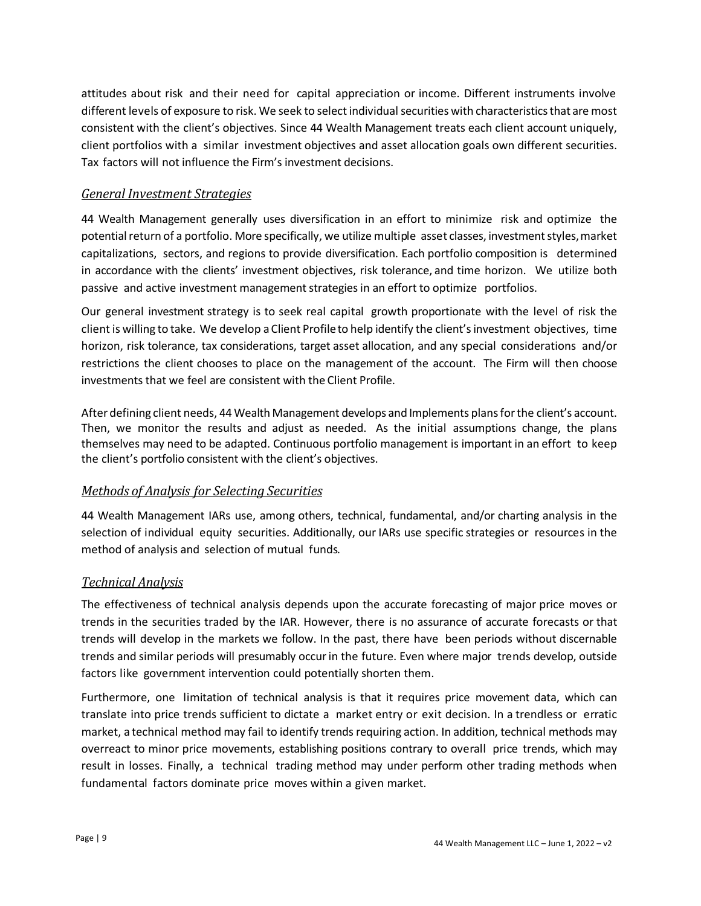attitudes about risk and their need for capital appreciation or income. Different instruments involve different levels of exposure to risk. We seek to select individual securities with characteristics that are most consistent with the client's objectives. Since 44 Wealth Management treats each client account uniquely, client portfolios with a similar investment objectives and asset allocation goals own different securities. Tax factors will not influence the Firm's investment decisions.

### *General Investment Strategies*

44 Wealth Management generally uses diversification in an effort to minimize risk and optimize the potential return of a portfolio. More specifically, we utilize multiple asset classes, investment styles, market capitalizations, sectors, and regions to provide diversification. Each portfolio composition is determined in accordance with the clients' investment objectives, risk tolerance, and time horizon. We utilize both passive and active investment management strategies in an effort to optimize portfolios.

Our general investment strategy is to seek real capital growth proportionate with the level of risk the client is willing to take. We develop a Client Profile to help identify the client's investment objectives, time horizon, risk tolerance, tax considerations, target asset allocation, and any special considerations and/or restrictions the client chooses to place on the management of the account. The Firm will then choose investments that we feel are consistent with the Client Profile.

After defining client needs, 44 Wealth Management develops and Implements plans for the client's account. Then, we monitor the results and adjust as needed. As the initial assumptions change, the plans themselves may need to be adapted. Continuous portfolio management is important in an effort to keep the client's portfolio consistent with the client's objectives.

### *Methods of Analysis for Selecting Securities*

44 Wealth Management IARs use, among others, technical, fundamental, and/or charting analysis in the selection of individual equity securities. Additionally, our IARs use specific strategies or resources in the method of analysis and selection of mutual funds.

### *Technical Analysis*

The effectiveness of technical analysis depends upon the accurate forecasting of major price moves or trends in the securities traded by the IAR. However, there is no assurance of accurate forecasts or that trends will develop in the markets we follow. In the past, there have been periods without discernable trends and similar periods will presumably occur in the future. Even where major trends develop, outside factors like government intervention could potentially shorten them.

Furthermore, one limitation of technical analysis is that it requires price movement data, which can translate into price trends sufficient to dictate a market entry or exit decision. In a trendless or erratic market, a technical method may fail to identify trends requiring action. In addition, technical methods may overreact to minor price movements, establishing positions contrary to overall price trends, which may result in losses. Finally, a technical trading method may under perform other trading methods when fundamental factors dominate price moves within a given market.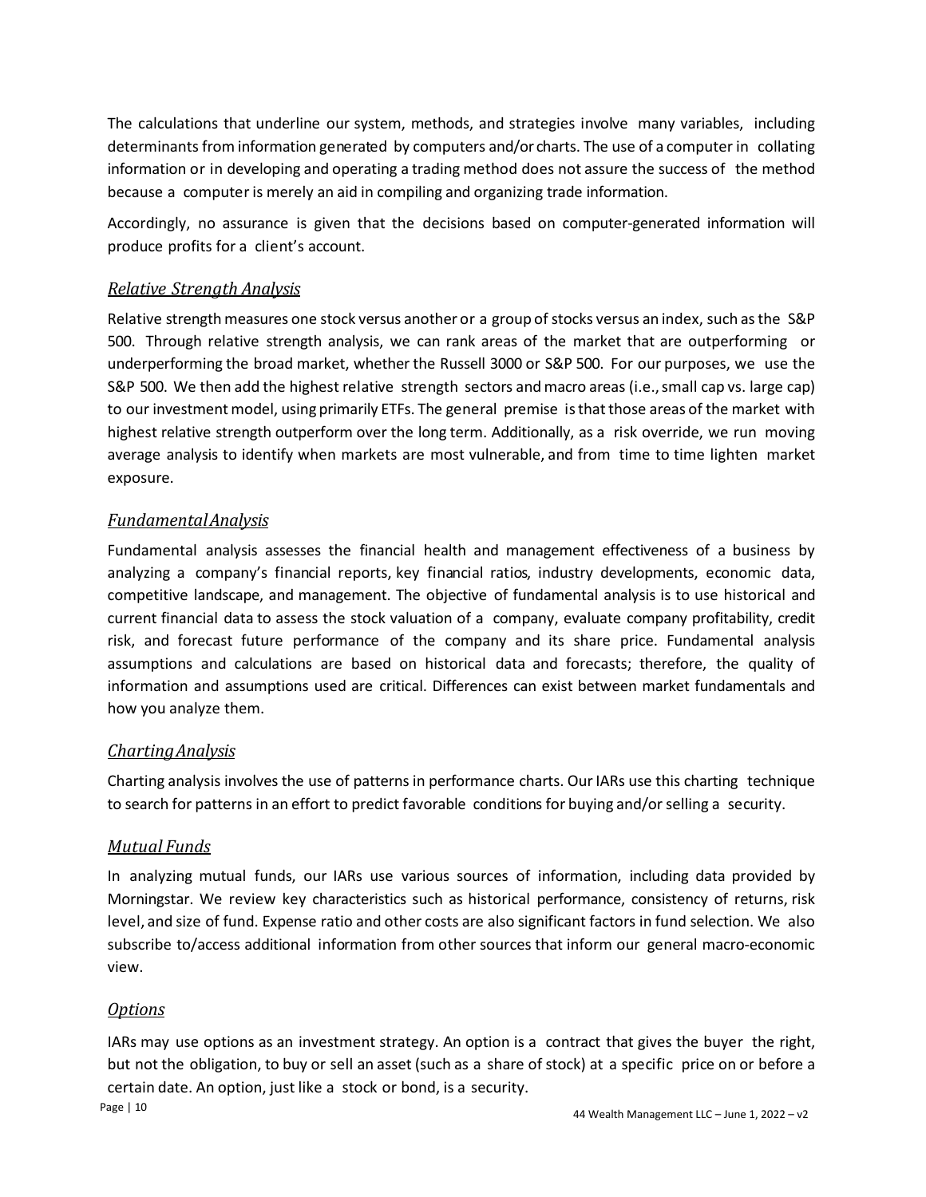The calculations that underline our system, methods, and strategies involve many variables, including determinants from information generated by computers and/or charts. The use of a computer in collating information or in developing and operating a trading method does not assure the success of the method because a computer is merely an aid in compiling and organizing trade information.

Accordingly, no assurance is given that the decisions based on computer-generated information will produce profits for a client's account.

### *Relative Strength Analysis*

Relative strength measures one stock versus another or a group of stocks versus an index, such as the S&P 500. Through relative strength analysis, we can rank areas of the market that are outperforming or underperforming the broad market, whether the Russell 3000 or S&P 500. For our purposes, we use the S&P 500. We then add the highest relative strength sectors and macro areas (i.e., small cap vs. large cap) to our investment model, using primarily ETFs. The general premise is that those areas of the market with highest relative strength outperform over the long term. Additionally, as a risk override, we run moving average analysis to identify when markets are most vulnerable, and from time to time lighten market exposure.

### *Fundamental Analysis*

Fundamental analysis assesses the financial health and management effectiveness of a business by analyzing a company's financial reports, key financial ratios, industry developments, economic data, competitive landscape, and management. The objective of fundamental analysis is to use historical and current financial data to assess the stock valuation of a company, evaluate company profitability, credit risk, and forecast future performance of the company and its share price. Fundamental analysis assumptions and calculations are based on historical data and forecasts; therefore, the quality of information and assumptions used are critical. Differences can exist between market fundamentals and how you analyze them.

### *Charting Analysis*

Charting analysis involves the use of patterns in performance charts. Our IARs use this charting technique to search for patterns in an effort to predict favorable conditions for buying and/or selling a security.

### *Mutual Funds*

In analyzing mutual funds, our IARs use various sources of information, including data provided by Morningstar. We review key characteristics such as historical performance, consistency of returns, risk level, and size of fund. Expense ratio and other costs are also significant factors in fund selection. We also subscribe to/access additional information from other sources that inform our general macro-economic view.

### *Options*

IARs may use options as an investment strategy. An option is a contract that gives the buyer the right, but not the obligation, to buy or sell an asset (such as a share of stock) at a specific price on or before a certain date. An option, just like a stock or bond, is a security.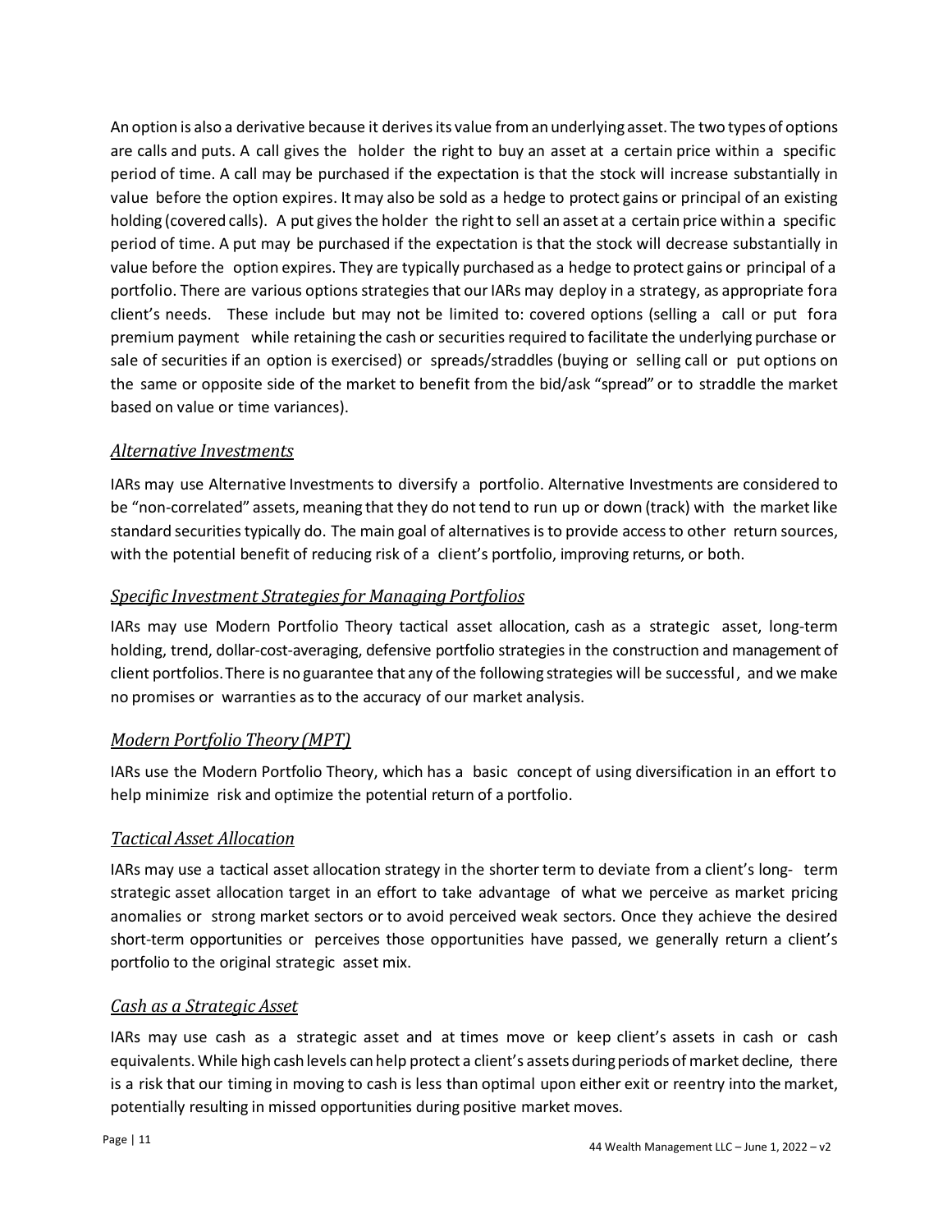An option is also a derivative because it derives its value from an underlying asset. The two types of options are calls and puts. A call gives the holder the right to buy an asset at a certain price within a specific period of time. A call may be purchased if the expectation is that the stock will increase substantially in value before the option expires. It may also be sold as a hedge to protect gains or principal of an existing holding (covered calls). A put gives the holder the right to sell an asset at a certain price within a specific period of time. A put may be purchased if the expectation is that the stock will decrease substantially in value before the option expires. They are typically purchased as a hedge to protect gains or principal of a portfolio. There are various options strategies that our IARs may deploy in a strategy, as appropriate fora client's needs. These include but may not be limited to: covered options (selling a call or put fora premium payment while retaining the cash or securities required to facilitate the underlying purchase or sale of securities if an option is exercised) or spreads/straddles (buying or selling call or put options on the same or opposite side of the market to benefit from the bid/ask "spread" or to straddle the market based on value or time variances).

### *Alternative Investments*

IARs may use Alternative Investments to diversify a portfolio. Alternative Investments are considered to be "non-correlated" assets, meaning that they do not tend to run up or down (track) with the market like standard securities typically do. The main goal of alternatives is to provide access to other return sources, with the potential benefit of reducing risk of a client's portfolio, improving returns, or both.

### *Specific Investment Strategies for Managing Portfolios*

IARs may use Modern Portfolio Theory tactical asset allocation, cash as a strategic asset, long-term holding, trend, dollar-cost-averaging, defensive portfolio strategies in the construction and management of client portfolios. There is no guarantee that any of the following strategies will be successful, and we make no promises or warranties as to the accuracy of our market analysis.

### *Modern Portfolio Theory (MPT)*

IARs use the Modern Portfolio Theory, which has a basic concept of using diversification in an effort to help minimize risk and optimize the potential return of a portfolio.

### *Tactical Asset Allocation*

IARs may use a tactical asset allocation strategy in the shorter term to deviate from a client's long- term strategic asset allocation target in an effort to take advantage of what we perceive as market pricing anomalies or strong market sectors or to avoid perceived weak sectors. Once they achieve the desired short-term opportunities or perceives those opportunities have passed, we generally return a client's portfolio to the original strategic asset mix.

### *Cash as a Strategic Asset*

IARs may use cash as a strategic asset and at times move or keep client's assets in cash or cash equivalents. While high cash levels can help protect a client's assets during periods of market decline, there is a risk that our timing in moving to cash is less than optimal upon either exit or reentry into the market, potentially resulting in missed opportunities during positive market moves.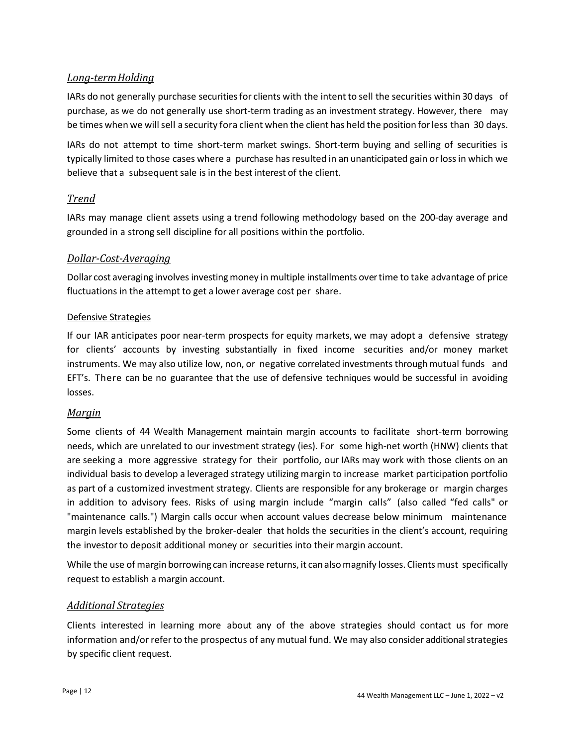### *Long-term Holding*

IARs do not generally purchase securities for clients with the intent to sell the securities within 30 days of purchase, as we do not generally use short-term trading as an investment strategy. However, there may be times when we will sell a security fora client when the client has held the position for less than 30 days.

IARs do not attempt to time short-term market swings. Short-term buying and selling of securities is typically limited to those cases where a purchase has resulted in an unanticipated gain or loss in which we believe that a subsequent sale is in the best interest of the client.

### *Trend*

IARs may manage client assets using a trend following methodology based on the 200-day average and grounded in a strong sell discipline for all positions within the portfolio.

### *Dollar-Cost-Averaging*

Dollar cost averaging involves investing money in multiple installments over time to take advantage of price fluctuations in the attempt to get a lower average cost per share.

#### Defensive Strategies

If our IAR anticipates poor near-term prospects for equity markets, we may adopt a defensive strategy for clients' accounts by investing substantially in fixed income securities and/or money market instruments. We may also utilize low, non, or negative correlated investments through mutual funds and EFT's. There can be no guarantee that the use of defensive techniques would be successful in avoiding losses.

### *Margin*

Some clients of 44 Wealth Management maintain margin accounts to facilitate short-term borrowing needs, which are unrelated to our investment strategy (ies). For some high-net worth (HNW) clients that are seeking a more aggressive strategy for their portfolio, our IARs may work with those clients on an individual basis to develop a leveraged strategy utilizing margin to increase market participation portfolio as part of a customized investment strategy. Clients are responsible for any brokerage or margin charges in addition to advisory fees. Risks of using margin include "margin calls" (also called "fed calls" or "maintenance calls.") Margin calls occur when account values decrease below minimum maintenance margin levels established by the broker-dealer that holds the securities in the client's account, requiring the investor to deposit additional money or securities into their margin account.

While the use of margin borrowing can increase returns, it can also magnify losses. Clients must specifically request to establish a margin account.

### *Additional Strategies*

Clients interested in learning more about any of the above strategies should contact us for more information and/or refer to the prospectus of any mutual fund. We may also consider additional strategies by specific client request.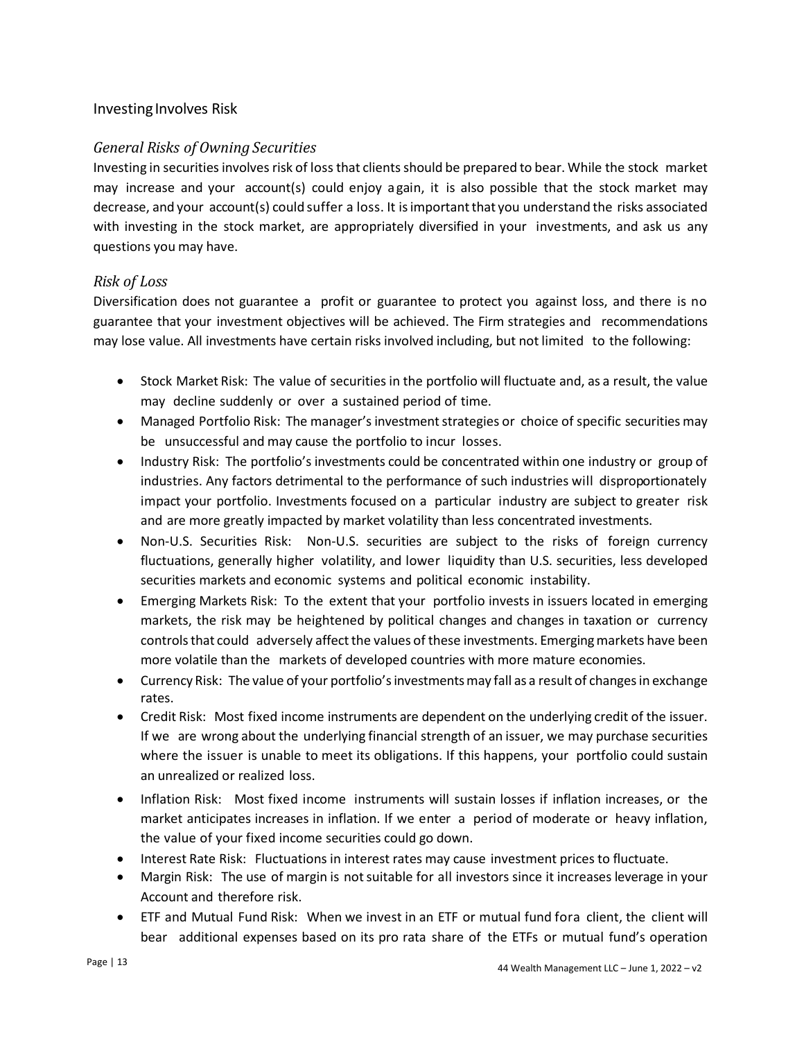## Investing Involves Risk

### *General Risks of Owning Securities*

Investing in securities involves risk of loss that clients should be prepared to bear. While the stock market may increase and your account(s) could enjoy a gain, it is also possible that the stock market may decrease, and your account(s) could suffer a loss. It is important that you understand the risks associated with investing in the stock market, are appropriately diversified in your investments, and ask us any questions you may have.

### *Risk of Loss*

Diversification does not guarantee a profit or guarantee to protect you against loss, and there is no guarantee that your investment objectives will be achieved. The Firm strategies and recommendations may lose value. All investments have certain risks involved including, but not limited to the following:

- Stock Market Risk: The value of securities in the portfolio will fluctuate and, as a result, the value may decline suddenly or over a sustained period of time.
- Managed Portfolio Risk: The manager's investment strategies or choice of specific securities may be unsuccessful and may cause the portfolio to incur losses.
- Industry Risk: The portfolio's investments could be concentrated within one industry or group of industries. Any factors detrimental to the performance of such industries will disproportionately impact your portfolio. Investments focused on a particular industry are subject to greater risk and are more greatly impacted by market volatility than less concentrated investments.
- Non-U.S. Securities Risk: Non-U.S. securities are subject to the risks of foreign currency fluctuations, generally higher volatility, and lower liquidity than U.S. securities, less developed securities markets and economic systems and political economic instability.
- Emerging Markets Risk: To the extent that your portfolio invests in issuers located in emerging markets, the risk may be heightened by political changes and changes in taxation or currency controls that could adversely affect the values of these investments. Emerging markets have been more volatile than the markets of developed countries with more mature economies.
- Currency Risk: The value of your portfolio's investments may fall as a result of changes in exchange rates.
- Credit Risk: Most fixed income instruments are dependent on the underlying credit of the issuer. If we are wrong about the underlying financial strength of an issuer, we may purchase securities where the issuer is unable to meet its obligations. If this happens, your portfolio could sustain an unrealized or realized loss.
- Inflation Risk: Most fixed income instruments will sustain losses if inflation increases, or the market anticipates increases in inflation. If we enter a period of moderate or heavy inflation, the value of your fixed income securities could go down.
- Interest Rate Risk: Fluctuations in interest rates may cause investment prices to fluctuate.
- Margin Risk: The use of margin is not suitable for all investors since it increases leverage in your Account and therefore risk.
- ETF and Mutual Fund Risk: When we invest in an ETF or mutual fund fora client, the client will bear additional expenses based on its pro rata share of the ETFs or mutual fund's operation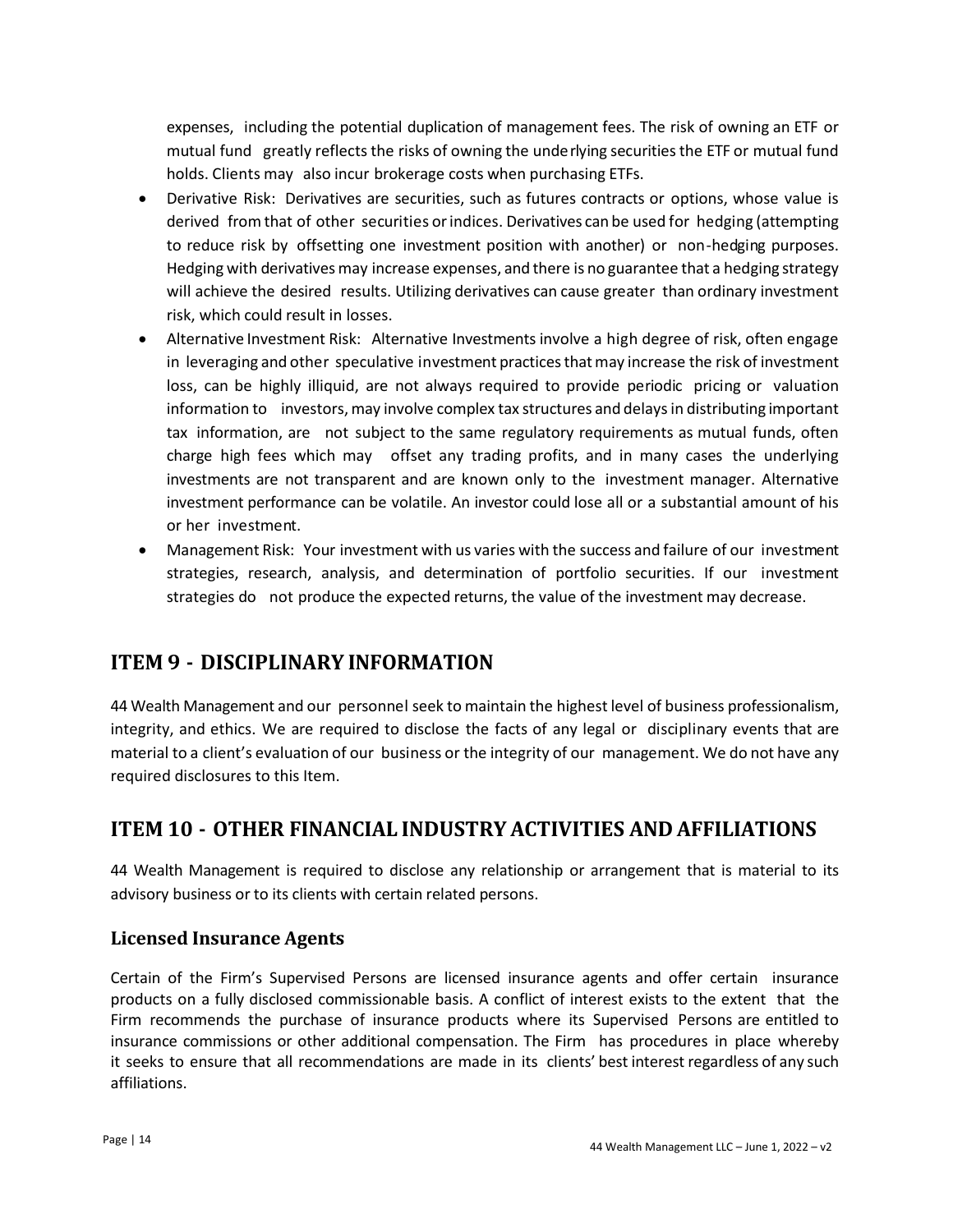expenses, including the potential duplication of management fees. The risk of owning an ETF or mutual fund greatly reflects the risks of owning the underlying securities the ETF or mutual fund holds. Clients may also incur brokerage costs when purchasing ETFs.

- Derivative Risk: Derivatives are securities, such as futures contracts or options, whose value is derived from that of other securities or indices. Derivatives can be used for hedging (attempting to reduce risk by offsetting one investment position with another) or non-hedging purposes. Hedging with derivatives may increase expenses, and there is no guarantee that a hedging strategy will achieve the desired results. Utilizing derivatives can cause greater than ordinary investment risk, which could result in losses.
- Alternative Investment Risk: Alternative Investments involve a high degree of risk, often engage in leveraging and other speculative investment practices that may increase the risk of investment loss, can be highly illiquid, are not always required to provide periodic pricing or valuation information to investors, may involve complex tax structures and delays in distributing important tax information, are not subject to the same regulatory requirements as mutual funds, often charge high fees which may offset any trading profits, and in many cases the underlying investments are not transparent and are known only to the investment manager. Alternative investment performance can be volatile. An investor could lose all or a substantial amount of his or her investment.
- Management Risk: Your investment with us varies with the success and failure of our investment strategies, research, analysis, and determination of portfolio securities. If our investment strategies do not produce the expected returns, the value of the investment may decrease.

## ITEM 9 - DISCIPLINARY INFORMATION

44 Wealth Management and our personnel seek to maintain the highest level of business professionalism, integrity, and ethics. We are required to disclose the facts of any legal or disciplinary events that are material to a client's evaluation of our business or the integrity of our management. We do not have any required disclosures to this Item.

## ITEM 10 - OTHER FINANCIAL INDUSTRY ACTIVITIES AND AFFILIATIONS

44 Wealth Management is required to disclose any relationship or arrangement that is material to its advisory business or to its clients with certain related persons.

### Licensed Insurance Agents

Certain of the Firm's Supervised Persons are licensed insurance agents and offer certain insurance products on a fully disclosed commissionable basis. A conflict of interest exists to the extent that the Firm recommends the purchase of insurance products where its Supervised Persons are entitled to insurance commissions or other additional compensation. The Firm has procedures in place whereby it seeks to ensure that all recommendations are made in its clients' best interest regardless of any such affiliations.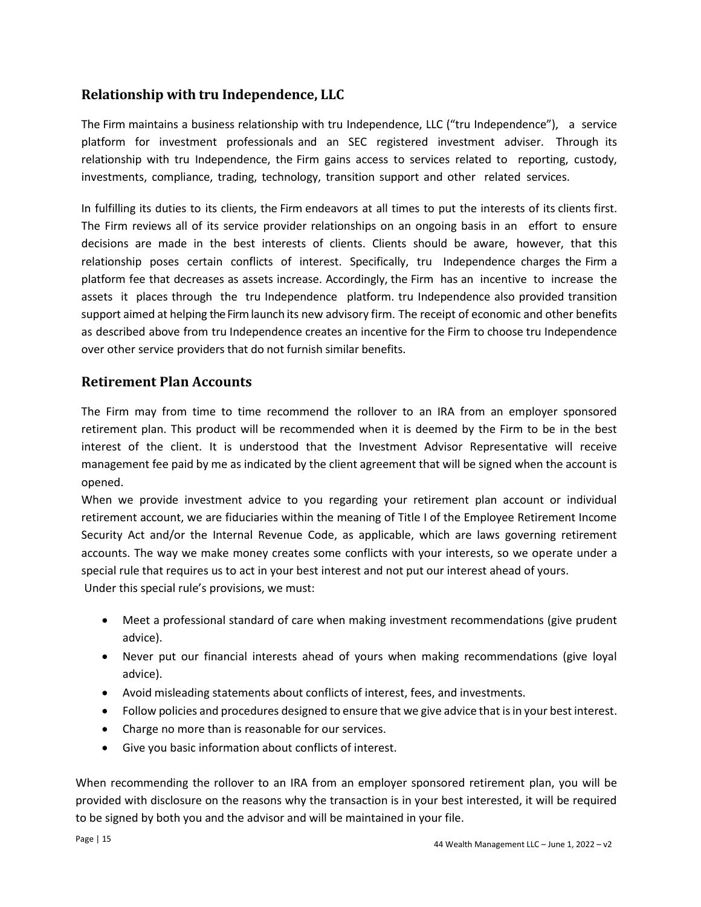## Relationship with tru Independence, LLC

The Firm maintains a business relationship with tru Independence, LLC ("tru Independence"), a service platform for investment professionals and an SEC registered investment adviser. Through its relationship with tru Independence, the Firm gains access to services related to reporting, custody, investments, compliance, trading, technology, transition support and other related services.

In fulfilling its duties to its clients, the Firm endeavors at all times to put the interests of its clients first. The Firm reviews all of its service provider relationships on an ongoing basis in an effort to ensure decisions are made in the best interests of clients. Clients should be aware, however, that this relationship poses certain conflicts of interest. Specifically, tru Independence charges the Firm a platform fee that decreases as assets increase. Accordingly, the Firm has an incentive to increase the assets it places through the tru Independence platform. tru Independence also provided transition support aimed at helping the Firm launch its new advisory firm. The receipt of economic and other benefits as described above from tru Independence creates an incentive for the Firm to choose tru Independence over other service providers that do not furnish similar benefits.

## Retirement Plan Accounts

The Firm may from time to time recommend the rollover to an IRA from an employer sponsored retirement plan. This product will be recommended when it is deemed by the Firm to be in the best interest of the client. It is understood that the Investment Advisor Representative will receive management fee paid by me as indicated by the client agreement that will be signed when the account is opened.

When we provide investment advice to you regarding your retirement plan account or individual retirement account, we are fiduciaries within the meaning of Title I of the Employee Retirement Income Security Act and/or the Internal Revenue Code, as applicable, which are laws governing retirement accounts. The way we make money creates some conflicts with your interests, so we operate under a special rule that requires us to act in your best interest and not put our interest ahead of yours.
Under this special rule's provisions, we must:

- Meet a professional standard of care when making investment recommendations (give prudent advice).
- Never put our financial interests ahead of yours when making recommendations (give loyal advice).
- Avoid misleading statements about conflicts of interest, fees, and investments.
- Follow policies and procedures designed to ensure that we give advice that is in your best interest.
- Charge no more than is reasonable for our services.
- Give you basic information about conflicts of interest.

When recommending the rollover to an IRA from an employer sponsored retirement plan, you will be provided with disclosure on the reasons why the transaction is in your best interested, it will be required to be signed by both you and the advisor and will be maintained in your file.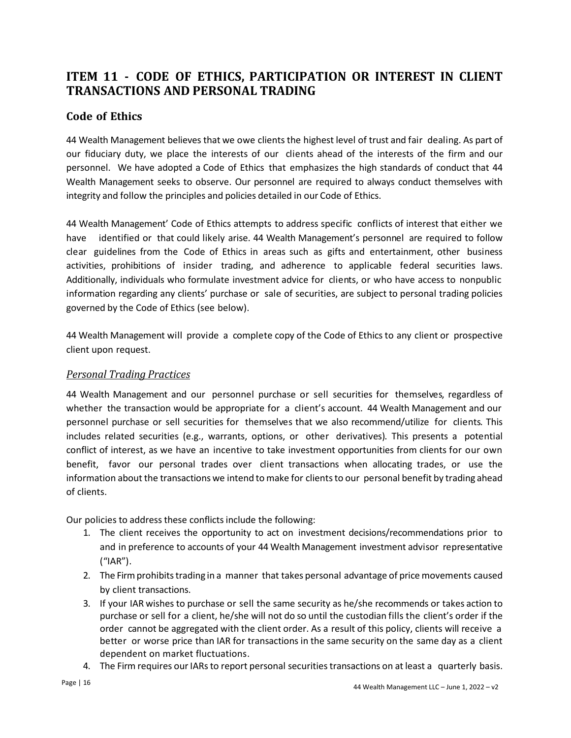## ITEM 11 - CODE OF ETHICS, PARTICIPATION OR INTEREST IN CLIENT TRANSACTIONS AND PERSONAL TRADING

### Code of Ethics

44 Wealth Management believes that we owe clients the highest level of trust and fair dealing. As part of our fiduciary duty, we place the interests of our clients ahead of the interests of the firm and our personnel. We have adopted a Code of Ethics that emphasizes the high standards of conduct that 44 Wealth Management seeks to observe. Our personnel are required to always conduct themselves with integrity and follow the principles and policies detailed in our Code of Ethics.

44 Wealth Management' Code of Ethics attempts to address specific conflicts of interest that either we have identified or that could likely arise. 44 Wealth Management's personnel are required to follow clear guidelines from the Code of Ethics in areas such as gifts and entertainment, other business activities, prohibitions of insider trading, and adherence to applicable federal securities laws. Additionally, individuals who formulate investment advice for clients, or who have access to nonpublic information regarding any clients' purchase or sale of securities, are subject to personal trading policies governed by the Code of Ethics (see below).

44 Wealth Management will provide a complete copy of the Code of Ethics to any client or prospective client upon request.

#### *Personal Trading Practices*

44 Wealth Management and our personnel purchase or sell securities for themselves, regardless of whether the transaction would be appropriate for a client's account. 44 Wealth Management and our personnel purchase or sell securities for themselves that we also recommend/utilize for clients. This includes related securities (e.g., warrants, options, or other derivatives). This presents a potential conflict of interest, as we have an incentive to take investment opportunities from clients for our own benefit, favor our personal trades over client transactions when allocating trades, or use the information about the transactions we intend to make for clients to our personal benefit by trading ahead of clients.

Our policies to address these conflicts include the following:

1. The client receives the opportunity to act on investment decisions/recommendations prior to and in preference to accounts of your 44 Wealth Management investment advisor representative ("IAR").
2. The Firm prohibits trading in a manner that takes personal advantage of price movements caused by client transactions.
3. If your IAR wishes to purchase or sell the same security as he/she recommends or takes action to purchase or sell for a client, he/she will not do so until the custodian fills the client's order if the order cannot be aggregated with the client order. As a result of this policy, clients will receive a better or worse price than IAR for transactions in the same security on the same day as a client dependent on market fluctuations.
4. The Firm requires our IARs to report personal securities transactions on at least a quarterly basis.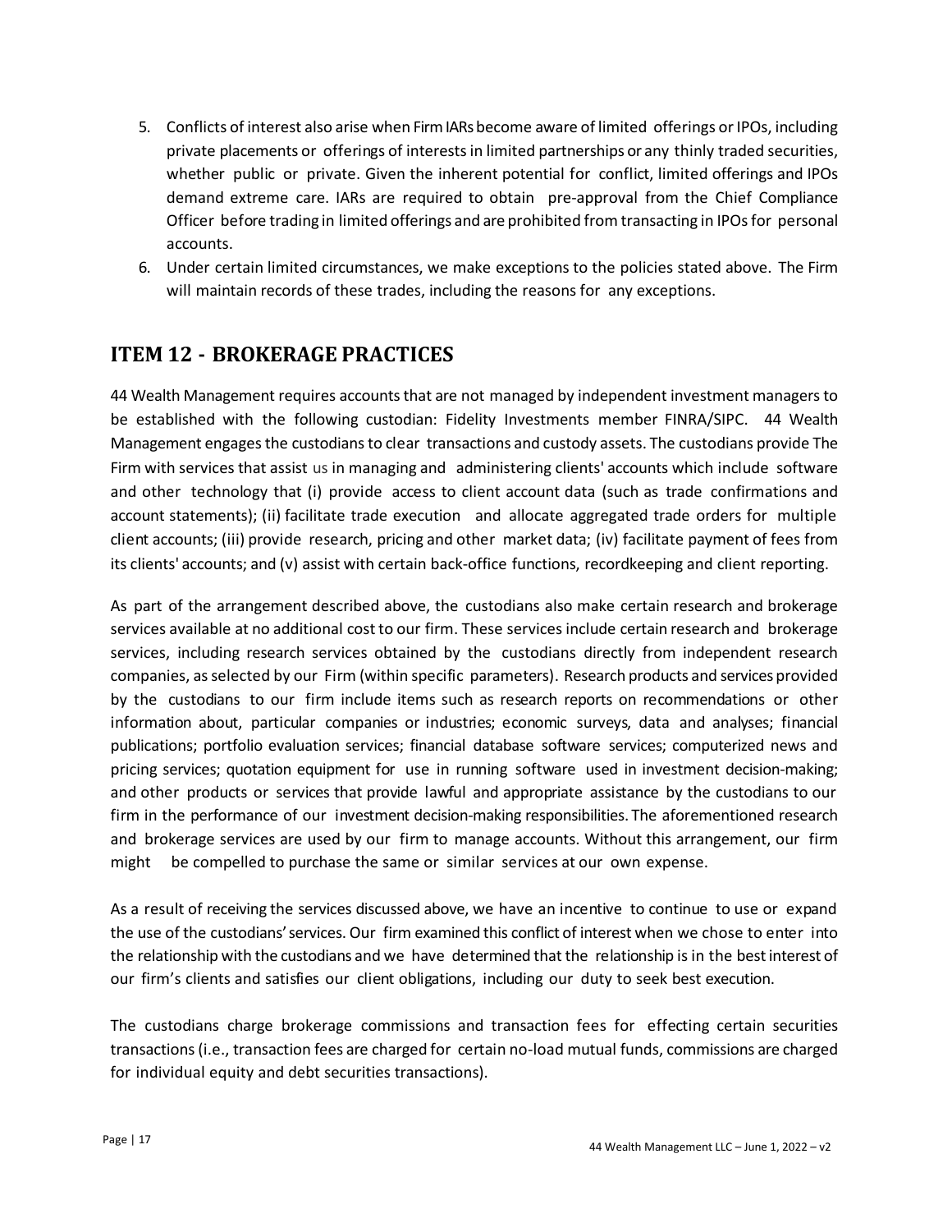5. Conflicts of interest also arise when Firm IARs become aware of limited offerings or IPOs, including private placements or offerings of interests in limited partnerships or any thinly traded securities, whether public or private. Given the inherent potential for conflict, limited offerings and IPOs demand extreme care. IARs are required to obtain pre-approval from the Chief Compliance Officer before trading in limited offerings and are prohibited from transacting in IPOs for personal accounts.
6. Under certain limited circumstances, we make exceptions to the policies stated above. The Firm will maintain records of these trades, including the reasons for any exceptions.

## ITEM 12 - BROKERAGE PRACTICES

44 Wealth Management requires accounts that are not managed by independent investment managers to be established with the following custodian: Fidelity Investments member FINRA/SIPC. 44 Wealth Management engages the custodians to clear transactions and custody assets. The custodians provide The Firm with services that assist us in managing and administering clients' accounts which include software and other technology that (i) provide access to client account data (such as trade confirmations and account statements); (ii) facilitate trade execution and allocate aggregated trade orders for multiple client accounts; (iii) provide research, pricing and other market data; (iv) facilitate payment of fees from its clients' accounts; and (v) assist with certain back-office functions, recordkeeping and client reporting.

As part of the arrangement described above, the custodians also make certain research and brokerage services available at no additional cost to our firm. These services include certain research and brokerage services, including research services obtained by the custodians directly from independent research companies, as selected by our Firm (within specific parameters). Research products and services provided by the custodians to our firm include items such as research reports on recommendations or other information about, particular companies or industries; economic surveys, data and analyses; financial publications; portfolio evaluation services; financial database software services; computerized news and pricing services; quotation equipment for use in running software used in investment decision-making; and other products or services that provide lawful and appropriate assistance by the custodians to our firm in the performance of our investment decision-making responsibilities. The aforementioned research and brokerage services are used by our firm to manage accounts. Without this arrangement, our firm might be compelled to purchase the same or similar services at our own expense.

As a result of receiving the services discussed above, we have an incentive to continue to use or expand the use of the custodians' services. Our firm examined this conflict of interest when we chose to enter into the relationship with the custodians and we have determined that the relationship is in the best interest of our firm's clients and satisfies our client obligations, including our duty to seek best execution.

The custodians charge brokerage commissions and transaction fees for effecting certain securities transactions (i.e., transaction fees are charged for certain no-load mutual funds, commissions are charged for individual equity and debt securities transactions).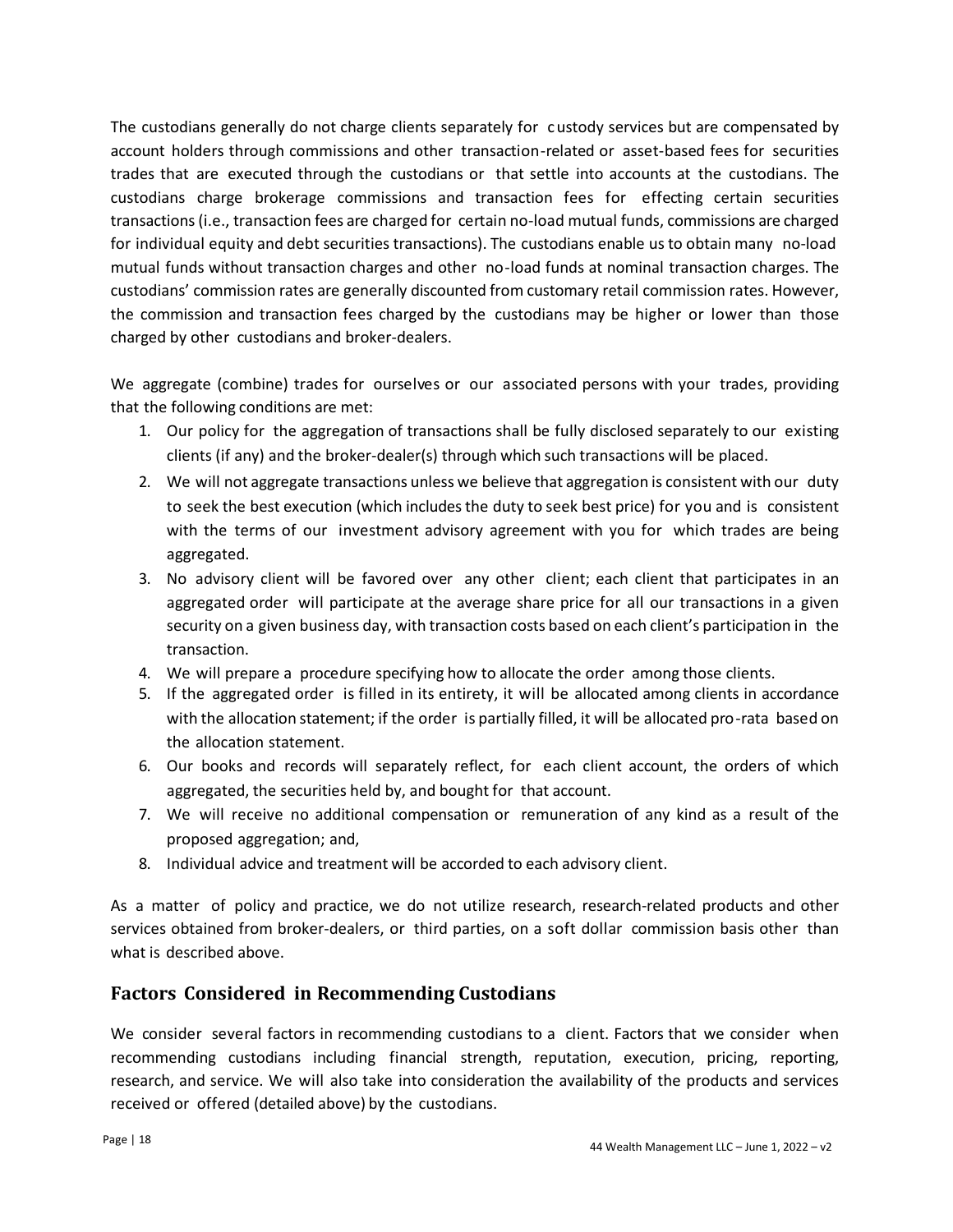The custodians generally do not charge clients separately for custody services but are compensated by account holders through commissions and other transaction-related or asset-based fees for securities trades that are executed through the custodians or that settle into accounts at the custodians. The custodians charge brokerage commissions and transaction fees for effecting certain securities transactions (i.e., transaction fees are charged for certain no-load mutual funds, commissions are charged for individual equity and debt securities transactions). The custodians enable us to obtain many no-load mutual funds without transaction charges and other no-load funds at nominal transaction charges. The custodians' commission rates are generally discounted from customary retail commission rates. However, the commission and transaction fees charged by the custodians may be higher or lower than those charged by other custodians and broker-dealers.

We aggregate (combine) trades for ourselves or our associated persons with your trades, providing that the following conditions are met:

1. Our policy for the aggregation of transactions shall be fully disclosed separately to our existing clients (if any) and the broker-dealer(s) through which such transactions will be placed.
2. We will not aggregate transactions unless we believe that aggregation is consistent with our duty to seek the best execution (which includes the duty to seek best price) for you and is consistent with the terms of our investment advisory agreement with you for which trades are being aggregated.
3. No advisory client will be favored over any other client; each client that participates in an aggregated order will participate at the average share price for all our transactions in a given security on a given business day, with transaction costs based on each client's participation in the transaction.
4. We will prepare a procedure specifying how to allocate the order among those clients.
5. If the aggregated order is filled in its entirety, it will be allocated among clients in accordance with the allocation statement; if the order is partially filled, it will be allocated pro-rata based on the allocation statement.
6. Our books and records will separately reflect, for each client account, the orders of which aggregated, the securities held by, and bought for that account.
7. We will receive no additional compensation or remuneration of any kind as a result of the proposed aggregation; and,
8. Individual advice and treatment will be accorded to each advisory client.

As a matter of policy and practice, we do not utilize research, research-related products and other services obtained from broker-dealers, or third parties, on a soft dollar commission basis other than what is described above.

## Factors Considered in Recommending Custodians

We consider several factors in recommending custodians to a client. Factors that we consider when recommending custodians including financial strength, reputation, execution, pricing, reporting, research, and service. We will also take into consideration the availability of the products and services received or offered (detailed above) by the custodians.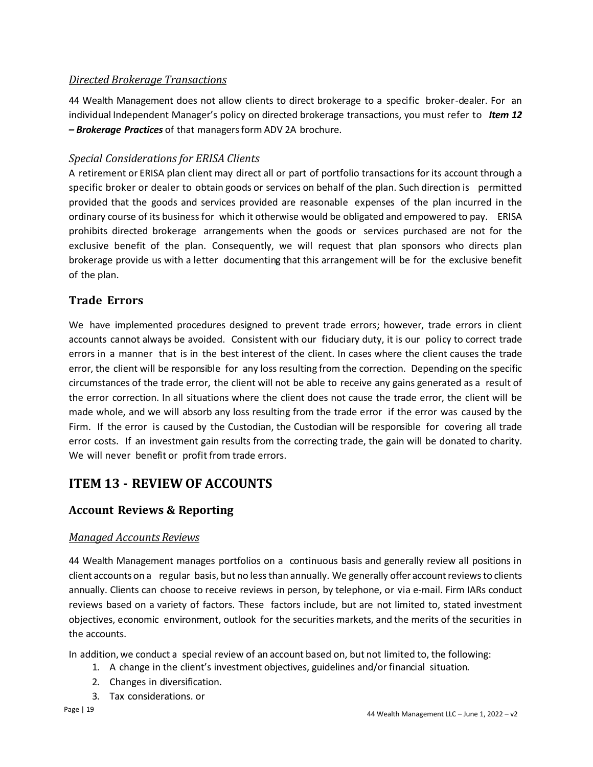### *Directed Brokerage Transactions*

44 Wealth Management does not allow clients to direct brokerage to a specific broker-dealer. For an individual Independent Manager's policy on directed brokerage transactions, you must refer to ***Item 12 – Brokerage Practices*** of that managers form ADV 2A brochure.

### *Special Considerations for ERISA Clients*

A retirement or ERISA plan client may direct all or part of portfolio transactions for its account through a specific broker or dealer to obtain goods or services on behalf of the plan. Such direction is permitted provided that the goods and services provided are reasonable expenses of the plan incurred in the ordinary course of its business for which it otherwise would be obligated and empowered to pay. ERISA prohibits directed brokerage arrangements when the goods or services purchased are not for the exclusive benefit of the plan. Consequently, we will request that plan sponsors who directs plan brokerage provide us with a letter documenting that this arrangement will be for the exclusive benefit of the plan.

## Trade Errors

We have implemented procedures designed to prevent trade errors; however, trade errors in client accounts cannot always be avoided. Consistent with our fiduciary duty, it is our policy to correct trade errors in a manner that is in the best interest of the client. In cases where the client causes the trade error, the client will be responsible for any loss resulting from the correction. Depending on the specific circumstances of the trade error, the client will not be able to receive any gains generated as a result of the error correction. In all situations where the client does not cause the trade error, the client will be made whole, and we will absorb any loss resulting from the trade error if the error was caused by the Firm. If the error is caused by the Custodian, the Custodian will be responsible for covering all trade error costs. If an investment gain results from the correcting trade, the gain will be donated to charity. We will never benefit or profit from trade errors.

# ITEM 13 - REVIEW OF ACCOUNTS

## Account Reviews & Reporting

### *Managed Accounts Reviews*

44 Wealth Management manages portfolios on a continuous basis and generally review all positions in client accounts on a regular basis, but no less than annually. We generally offer account reviews to clients annually. Clients can choose to receive reviews in person, by telephone, or via e-mail. Firm IARs conduct reviews based on a variety of factors. These factors include, but are not limited to, stated investment objectives, economic environment, outlook for the securities markets, and the merits of the securities in the accounts.

In addition, we conduct a special review of an account based on, but not limited to, the following:

1. A change in the client's investment objectives, guidelines and/or financial situation.
2. Changes in diversification.
3. Tax considerations. or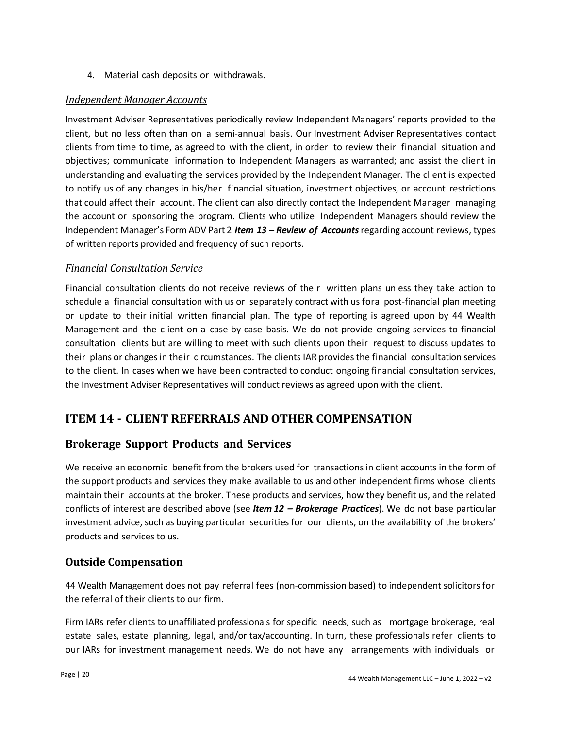4. Material cash deposits or withdrawals.

### *Independent Manager Accounts*

Investment Adviser Representatives periodically review Independent Managers' reports provided to the client, but no less often than on a semi-annual basis. Our Investment Adviser Representatives contact clients from time to time, as agreed to with the client, in order to review their financial situation and objectives; communicate information to Independent Managers as warranted; and assist the client in understanding and evaluating the services provided by the Independent Manager. The client is expected to notify us of any changes in his/her financial situation, investment objectives, or account restrictions that could affect their account. The client can also directly contact the Independent Manager managing the account or sponsoring the program. Clients who utilize Independent Managers should review the Independent Manager's Form ADV Part 2 ***Item 13 – Review of Accounts*** regarding account reviews, types of written reports provided and frequency of such reports.

### *Financial Consultation Service*

Financial consultation clients do not receive reviews of their written plans unless they take action to schedule a financial consultation with us or separately contract with us fora post-financial plan meeting or update to their initial written financial plan. The type of reporting is agreed upon by 44 Wealth Management and the client on a case-by-case basis. We do not provide ongoing services to financial consultation clients but are willing to meet with such clients upon their request to discuss updates to their plans or changes in their circumstances. The clients IAR provides the financial consultation services to the client. In cases when we have been contracted to conduct ongoing financial consultation services, the Investment Adviser Representatives will conduct reviews as agreed upon with the client.

# ITEM 14 - CLIENT REFERRALS AND OTHER COMPENSATION

## Brokerage Support Products and Services

We receive an economic benefit from the brokers used for transactions in client accounts in the form of the support products and services they make available to us and other independent firms whose clients maintain their accounts at the broker. These products and services, how they benefit us, and the related conflicts of interest are described above (see ***Item 12 – Brokerage Practices***). We do not base particular investment advice, such as buying particular securities for our clients, on the availability of the brokers' products and services to us.

## Outside Compensation

44 Wealth Management does not pay referral fees (non-commission based) to independent solicitors for the referral of their clients to our firm.

Firm IARs refer clients to unaffiliated professionals for specific needs, such as mortgage brokerage, real estate sales, estate planning, legal, and/or tax/accounting. In turn, these professionals refer clients to our IARs for investment management needs. We do not have any arrangements with individuals or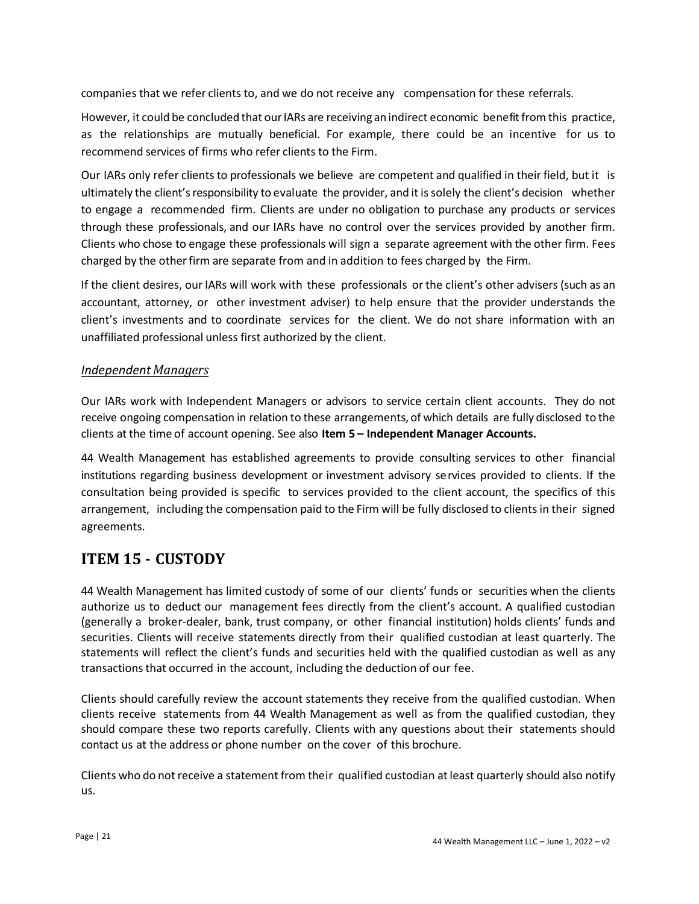companies that we refer clients to, and we do not receive any compensation for these referrals.

However, it could be concluded that our IARs are receiving an indirect economic benefit from this practice, as the relationships are mutually beneficial. For example, there could be an incentive for us to recommend services of firms who refer clients to the Firm.

Our IARs only refer clients to professionals we believe are competent and qualified in their field, but it is ultimately the client's responsibility to evaluate the provider, and it is solely the client's decision whether to engage a recommended firm. Clients are under no obligation to purchase any products or services through these professionals, and our IARs have no control over the services provided by another firm. Clients who chose to engage these professionals will sign a separate agreement with the other firm. Fees charged by the other firm are separate from and in addition to fees charged by the Firm.

If the client desires, our IARs will work with these professionals or the client's other advisers (such as an accountant, attorney, or other investment adviser) to help ensure that the provider understands the client's investments and to coordinate services for the client. We do not share information with an unaffiliated professional unless first authorized by the client.

### *Independent Managers*

Our IARs work with Independent Managers or advisors to service certain client accounts. They do not receive ongoing compensation in relation to these arrangements, of which details are fully disclosed to the clients at the time of account opening. See also **Item 5 – Independent Manager Accounts.**

44 Wealth Management has established agreements to provide consulting services to other financial institutions regarding business development or investment advisory services provided to clients. If the consultation being provided is specific to services provided to the client account, the specifics of this arrangement, including the compensation paid to the Firm will be fully disclosed to clients in their signed agreements.

## ITEM 15 - CUSTODY

44 Wealth Management has limited custody of some of our clients' funds or securities when the clients authorize us to deduct our management fees directly from the client's account. A qualified custodian (generally a broker-dealer, bank, trust company, or other financial institution) holds clients' funds and securities. Clients will receive statements directly from their qualified custodian at least quarterly. The statements will reflect the client's funds and securities held with the qualified custodian as well as any transactions that occurred in the account, including the deduction of our fee.

Clients should carefully review the account statements they receive from the qualified custodian. When clients receive statements from 44 Wealth Management as well as from the qualified custodian, they should compare these two reports carefully. Clients with any questions about their statements should contact us at the address or phone number on the cover of this brochure.

Clients who do not receive a statement from their qualified custodian at least quarterly should also notify us.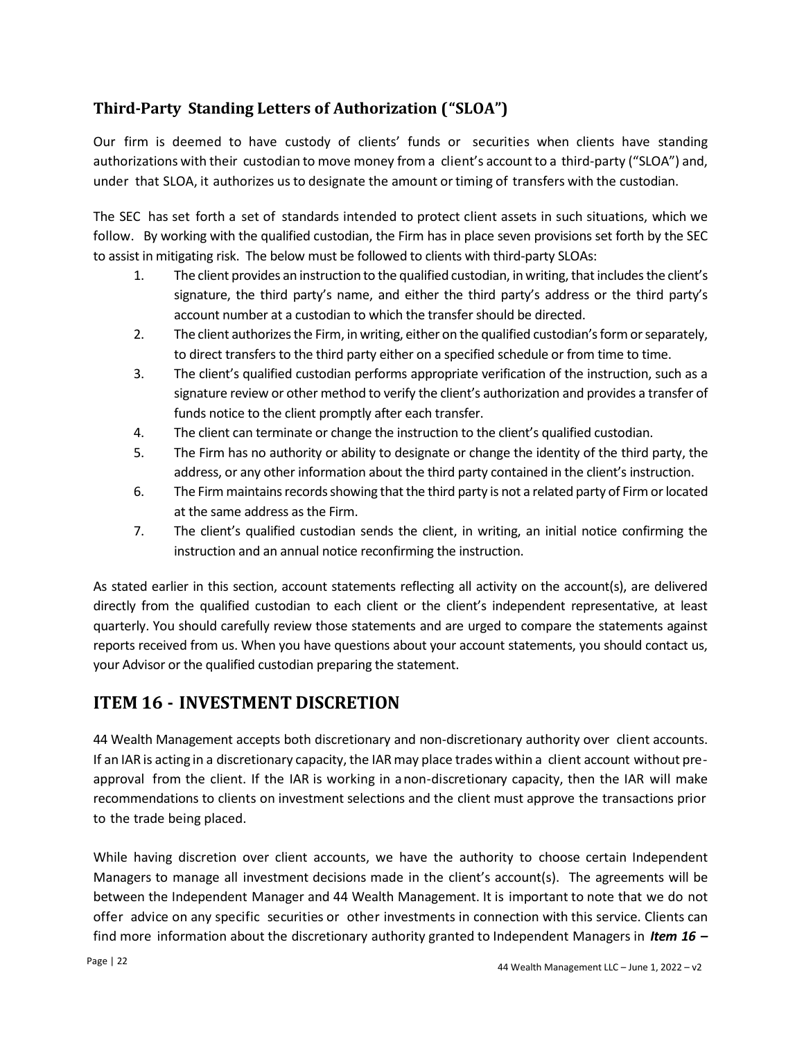## Third-Party Standing Letters of Authorization ("SLOA")

Our firm is deemed to have custody of clients' funds or securities when clients have standing authorizations with their custodian to move money from a client's account to a third-party ("SLOA") and, under that SLOA, it authorizes us to designate the amount or timing of transfers with the custodian.

The SEC has set forth a set of standards intended to protect client assets in such situations, which we follow. By working with the qualified custodian, the Firm has in place seven provisions set forth by the SEC to assist in mitigating risk. The below must be followed to clients with third-party SLOAs:

1. The client provides an instruction to the qualified custodian, in writing, that includes the client's signature, the third party's name, and either the third party's address or the third party's account number at a custodian to which the transfer should be directed.
2. The client authorizes the Firm, in writing, either on the qualified custodian's form or separately, to direct transfers to the third party either on a specified schedule or from time to time.
3. The client's qualified custodian performs appropriate verification of the instruction, such as a signature review or other method to verify the client's authorization and provides a transfer of funds notice to the client promptly after each transfer.
4. The client can terminate or change the instruction to the client's qualified custodian.
5. The Firm has no authority or ability to designate or change the identity of the third party, the address, or any other information about the third party contained in the client's instruction.
6. The Firm maintains records showing that the third party is not a related party of Firm or located at the same address as the Firm.
7. The client's qualified custodian sends the client, in writing, an initial notice confirming the instruction and an annual notice reconfirming the instruction.

As stated earlier in this section, account statements reflecting all activity on the account(s), are delivered directly from the qualified custodian to each client or the client's independent representative, at least quarterly. You should carefully review those statements and are urged to compare the statements against reports received from us. When you have questions about your account statements, you should contact us, your Advisor or the qualified custodian preparing the statement.

# ITEM 16 - INVESTMENT DISCRETION

44 Wealth Management accepts both discretionary and non-discretionary authority over client accounts. If an IAR is acting in a discretionary capacity, the IAR may place trades within a client account without pre-approval from the client. If the IAR is working in a non-discretionary capacity, then the IAR will make recommendations to clients on investment selections and the client must approve the transactions prior to the trade being placed.

While having discretion over client accounts, we have the authority to choose certain Independent Managers to manage all investment decisions made in the client's account(s). The agreements will be between the Independent Manager and 44 Wealth Management. It is important to note that we do not offer advice on any specific securities or other investments in connection with this service. Clients can find more information about the discretionary authority granted to Independent Managers in ***Item 16 –***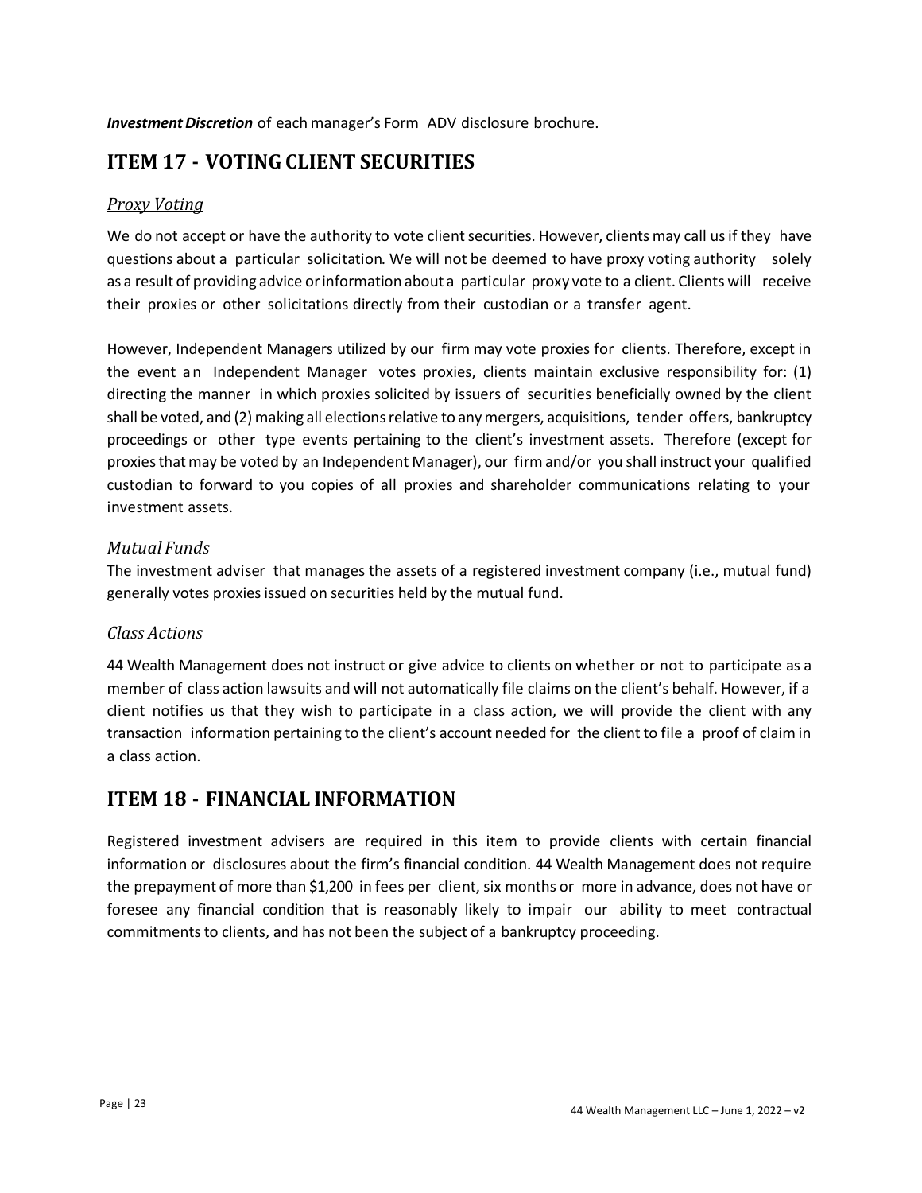***Investment Discretion*** of each manager's Form ADV disclosure brochure.

## ITEM 17 - VOTING CLIENT SECURITIES

### *Proxy Voting*

We do not accept or have the authority to vote client securities. However, clients may call us if they have questions about a particular solicitation. We will not be deemed to have proxy voting authority solely as a result of providing advice or information about a particular proxy vote to a client. Clients will receive their proxies or other solicitations directly from their custodian or a transfer agent.

However, Independent Managers utilized by our firm may vote proxies for clients. Therefore, except in the event an Independent Manager votes proxies, clients maintain exclusive responsibility for: (1) directing the manner in which proxies solicited by issuers of securities beneficially owned by the client shall be voted, and (2) making all elections relative to any mergers, acquisitions, tender offers, bankruptcy proceedings or other type events pertaining to the client's investment assets. Therefore (except for proxies that may be voted by an Independent Manager), our firm and/or you shall instruct your qualified custodian to forward to you copies of all proxies and shareholder communications relating to your investment assets.

### *Mutual Funds*

The investment adviser that manages the assets of a registered investment company (i.e., mutual fund) generally votes proxies issued on securities held by the mutual fund.

### *Class Actions*

44 Wealth Management does not instruct or give advice to clients on whether or not to participate as a member of class action lawsuits and will not automatically file claims on the client's behalf. However, if a client notifies us that they wish to participate in a class action, we will provide the client with any transaction information pertaining to the client's account needed for the client to file a proof of claim in a class action.

## ITEM 18 - FINANCIAL INFORMATION

Registered investment advisers are required in this item to provide clients with certain financial information or disclosures about the firm's financial condition. 44 Wealth Management does not require the prepayment of more than $1,200 in fees per client, six months or more in advance, does not have or foresee any financial condition that is reasonably likely to impair our ability to meet contractual commitments to clients, and has not been the subject of a bankruptcy proceeding.